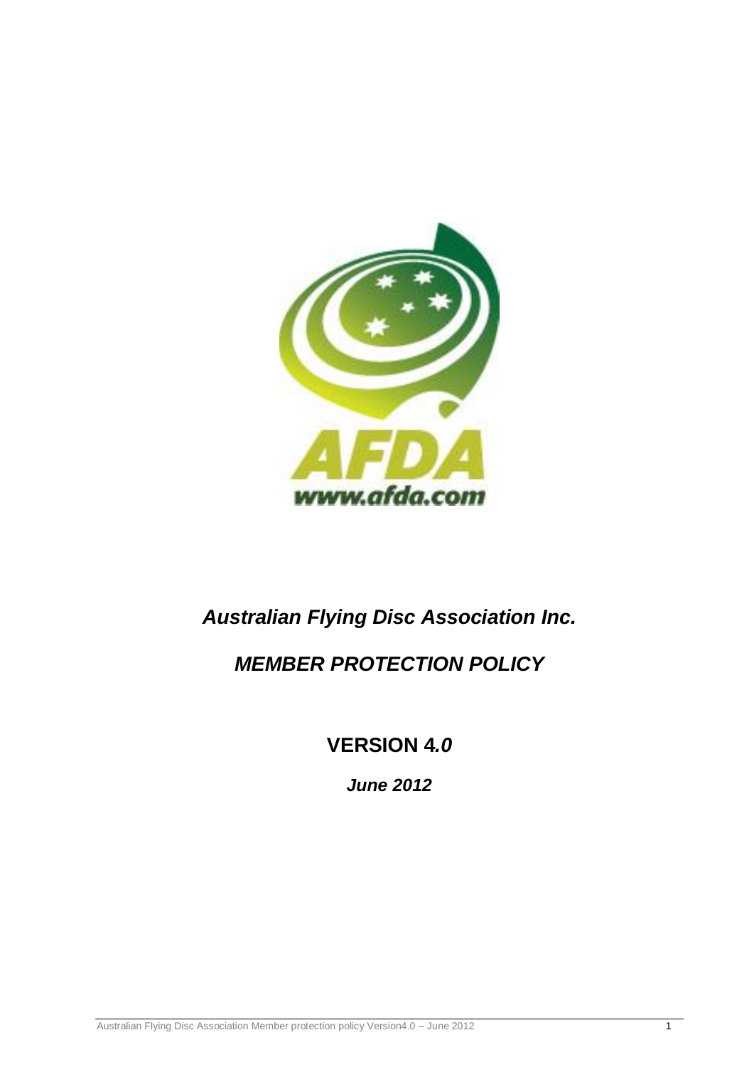AFDA

www.afda.com

# *Australian Flying Disc Association Inc.*

# *MEMBER PROTECTION POLICY*

## **VERSION 4.*0***

***June 2012***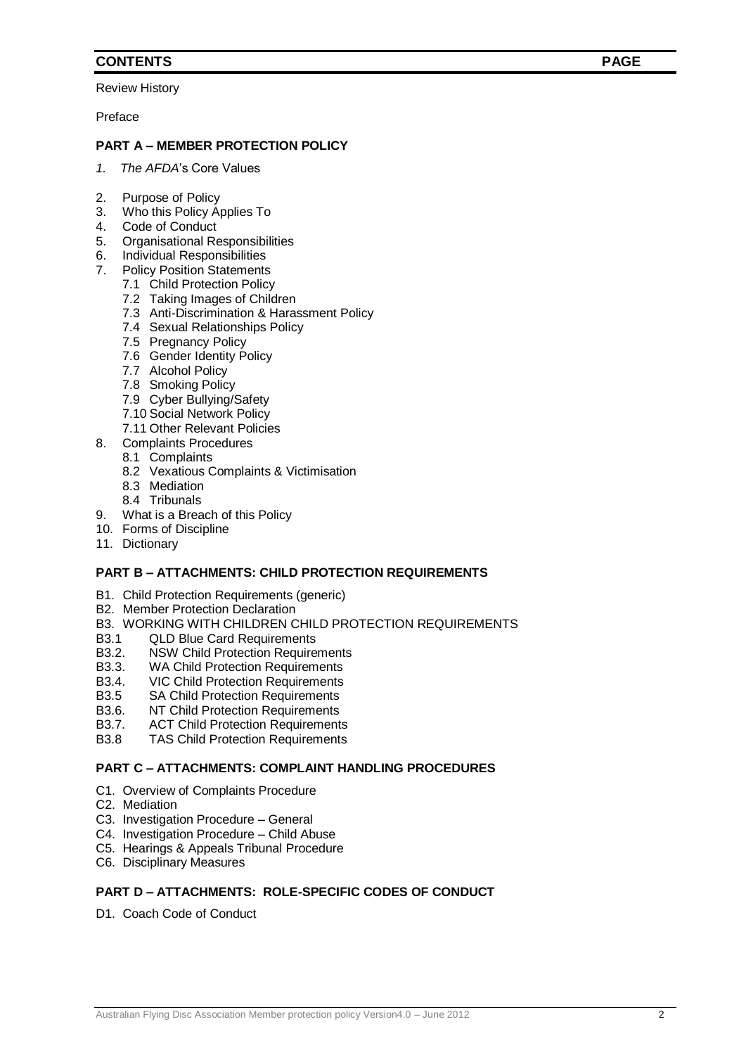## CONTENTS PAGE

Review History

Preface

### PART A – MEMBER PROTECTION POLICY

1. *The AFDA*'s Core Values
2. Purpose of Policy
3. Who this Policy Applies To
4. Code of Conduct
5. Organisational Responsibilities
6. Individual Responsibilities
7. Policy Position Statements
   - 7.1 Child Protection Policy
   - 7.2 Taking Images of Children
   - 7.3 Anti-Discrimination & Harassment Policy
   - 7.4 Sexual Relationships Policy
   - 7.5 Pregnancy Policy
   - 7.6 Gender Identity Policy
   - 7.7 Alcohol Policy
   - 7.8 Smoking Policy
   - 7.9 Cyber Bullying/Safety
   - 7.10 Social Network Policy
   - 7.11 Other Relevant Policies
8. Complaints Procedures
   - 8.1 Complaints
   - 8.2 Vexatious Complaints & Victimisation
   - 8.3 Mediation
   - 8.4 Tribunals
9. What is a Breach of this Policy
10. Forms of Discipline
11. Dictionary

### PART B – ATTACHMENTS: CHILD PROTECTION REQUIREMENTS

- B1. Child Protection Requirements (generic)
- B2. Member Protection Declaration
- B3. WORKING WITH CHILDREN CHILD PROTECTION REQUIREMENTS
- B3.1 QLD Blue Card Requirements
- B3.2. NSW Child Protection Requirements
- B3.3. WA Child Protection Requirements
- B3.4. VIC Child Protection Requirements
- B3.5 SA Child Protection Requirements
- B3.6. NT Child Protection Requirements
- B3.7. ACT Child Protection Requirements
- B3.8 TAS Child Protection Requirements

### PART C – ATTACHMENTS: COMPLAINT HANDLING PROCEDURES

- C1. Overview of Complaints Procedure
- C2. Mediation
- C3. Investigation Procedure – General
- C4. Investigation Procedure – Child Abuse
- C5. Hearings & Appeals Tribunal Procedure
- C6. Disciplinary Measures

### PART D – ATTACHMENTS: ROLE-SPECIFIC CODES OF CONDUCT

- D1. Coach Code of Conduct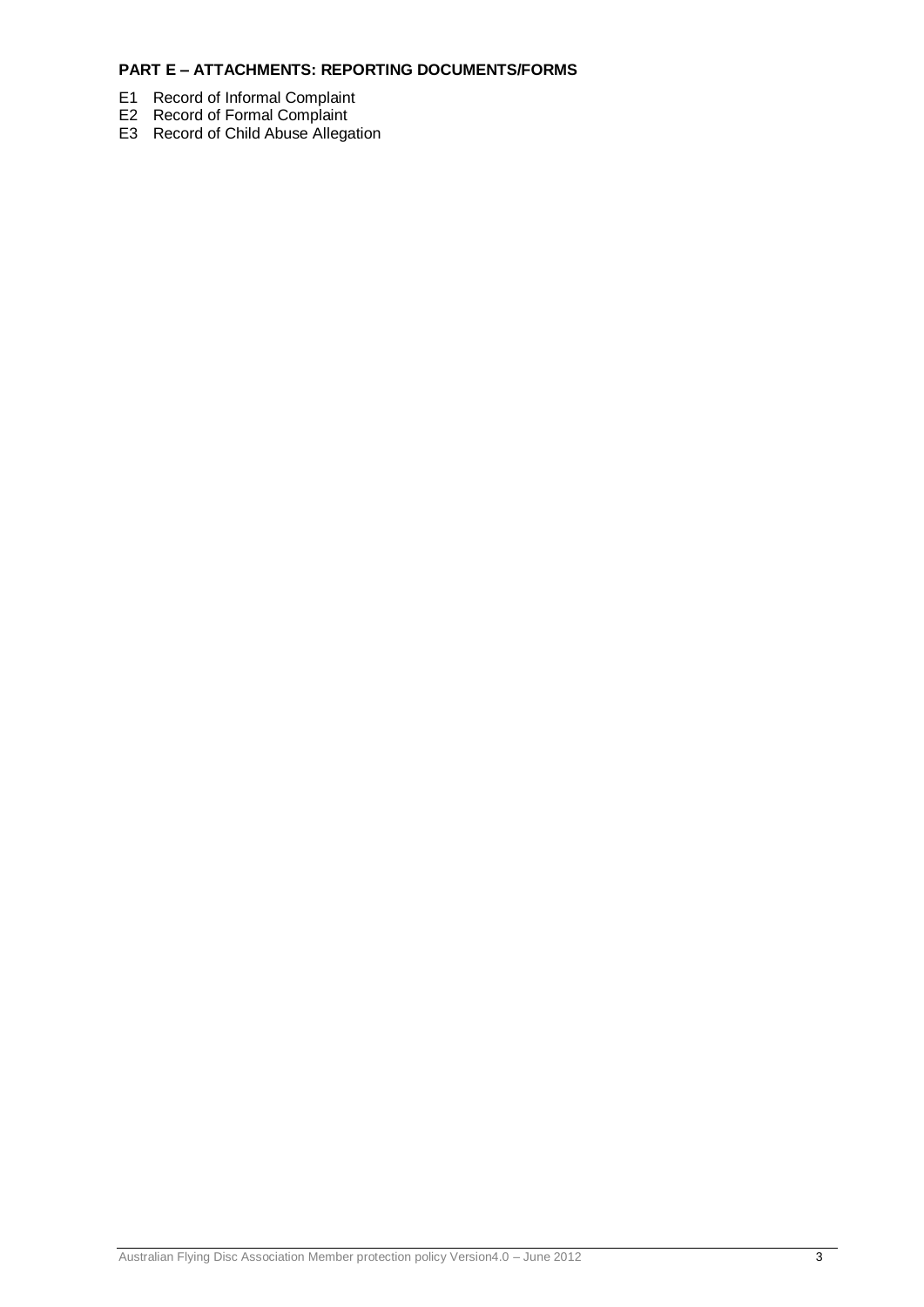**PART E – ATTACHMENTS: REPORTING DOCUMENTS/FORMS**

E1 Record of Informal Complaint

E2 Record of Formal Complaint

E3 Record of Child Abuse Allegation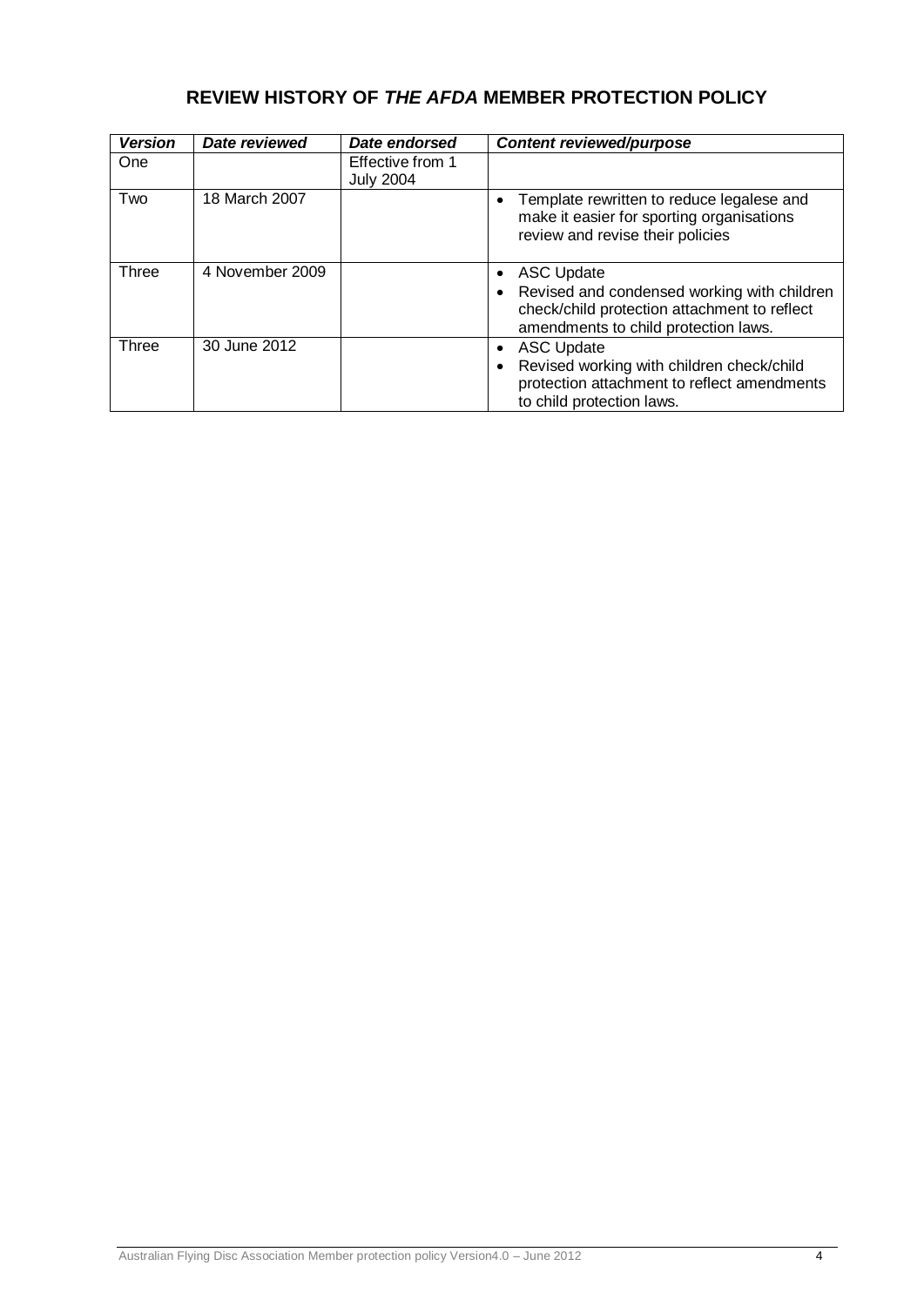## REVIEW HISTORY OF *THE AFDA* MEMBER PROTECTION POLICY

| ***Version*** | ***Date reviewed*** | ***Date endorsed*** | ***Content reviewed/purpose*** |
|---|---|---|---|
| One | | Effective from 1 July 2004 | |
| Two | 18 March 2007 | | • Template rewritten to reduce legalese and make it easier for sporting organisations review and revise their policies |
| Three | 4 November 2009 | | • ASC Update<br>• Revised and condensed working with children check/child protection attachment to reflect amendments to child protection laws. |
| Three | 30 June 2012 | | • ASC Update<br>• Revised working with children check/child protection attachment to reflect amendments to child protection laws. |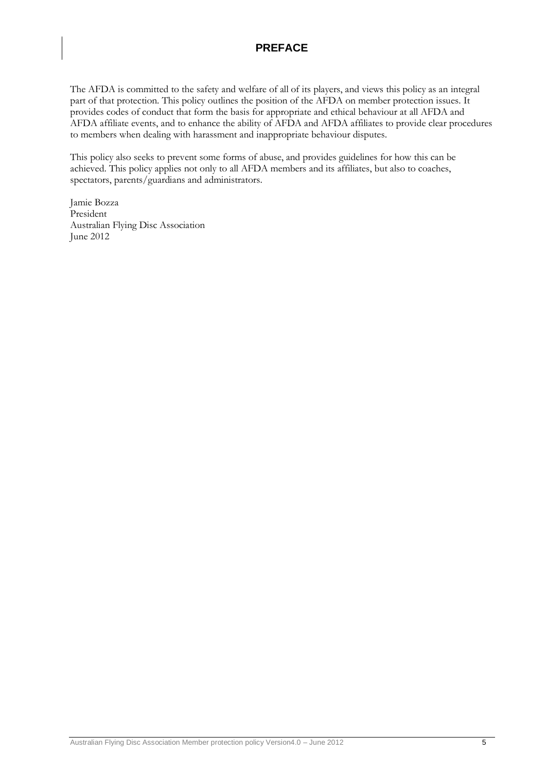# PREFACE

The AFDA is committed to the safety and welfare of all of its players, and views this policy as an integral part of that protection. This policy outlines the position of the AFDA on member protection issues. It provides codes of conduct that form the basis for appropriate and ethical behaviour at all AFDA and AFDA affiliate events, and to enhance the ability of AFDA and AFDA affiliates to provide clear procedures to members when dealing with harassment and inappropriate behaviour disputes.

This policy also seeks to prevent some forms of abuse, and provides guidelines for how this can be achieved. This policy applies not only to all AFDA members and its affiliates, but also to coaches, spectators, parents/guardians and administrators.

Jamie Bozza
President
Australian Flying Disc Association
June 2012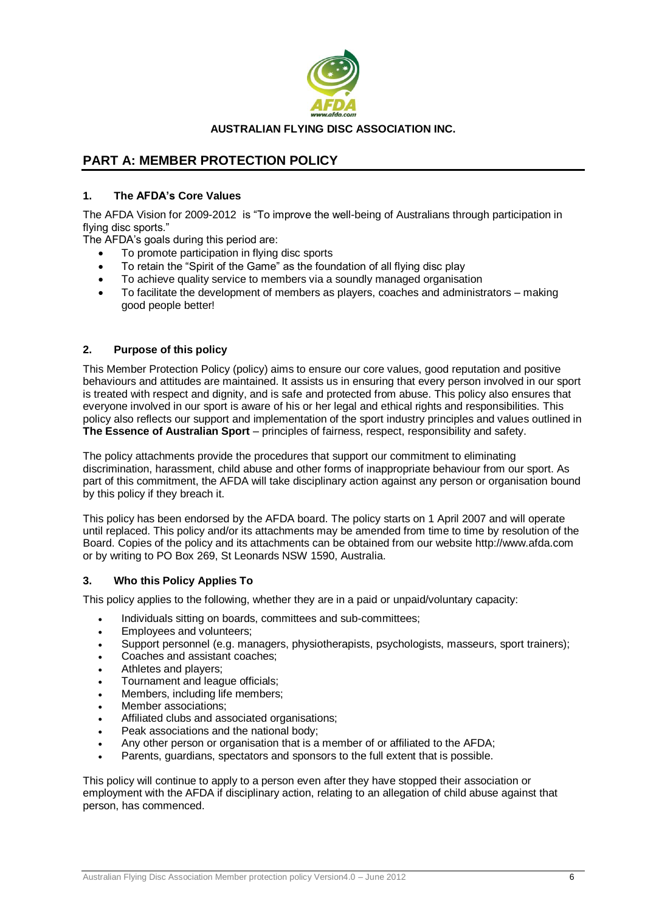**AUSTRALIAN FLYING DISC ASSOCIATION INC.**

## PART A: MEMBER PROTECTION POLICY

### 1. The AFDA's Core Values

The AFDA Vision for 2009-2012 is "To improve the well-being of Australians through participation in flying disc sports."

The AFDA's goals during this period are:

- To promote participation in flying disc sports
- To retain the "Spirit of the Game" as the foundation of all flying disc play
- To achieve quality service to members via a soundly managed organisation
- To facilitate the development of members as players, coaches and administrators – making good people better!

### 2. Purpose of this policy

This Member Protection Policy (policy) aims to ensure our core values, good reputation and positive behaviours and attitudes are maintained. It assists us in ensuring that every person involved in our sport is treated with respect and dignity, and is safe and protected from abuse. This policy also ensures that everyone involved in our sport is aware of his or her legal and ethical rights and responsibilities. This policy also reflects our support and implementation of the sport industry principles and values outlined in **The Essence of Australian Sport** – principles of fairness, respect, responsibility and safety.

The policy attachments provide the procedures that support our commitment to eliminating discrimination, harassment, child abuse and other forms of inappropriate behaviour from our sport. As part of this commitment, the AFDA will take disciplinary action against any person or organisation bound by this policy if they breach it.

This policy has been endorsed by the AFDA board. The policy starts on 1 April 2007 and will operate until replaced. This policy and/or its attachments may be amended from time to time by resolution of the Board. Copies of the policy and its attachments can be obtained from our website http://www.afda.com or by writing to PO Box 269, St Leonards NSW 1590, Australia.

### 3. Who this Policy Applies To

This policy applies to the following, whether they are in a paid or unpaid/voluntary capacity:

- Individuals sitting on boards, committees and sub-committees;
- Employees and volunteers;
- Support personnel (e.g. managers, physiotherapists, psychologists, masseurs, sport trainers);
- Coaches and assistant coaches;
- Athletes and players;
- Tournament and league officials;
- Members, including life members;
- Member associations;
- Affiliated clubs and associated organisations;
- Peak associations and the national body;
- Any other person or organisation that is a member of or affiliated to the AFDA;
- Parents, guardians, spectators and sponsors to the full extent that is possible.

This policy will continue to apply to a person even after they have stopped their association or employment with the AFDA if disciplinary action, relating to an allegation of child abuse against that person, has commenced.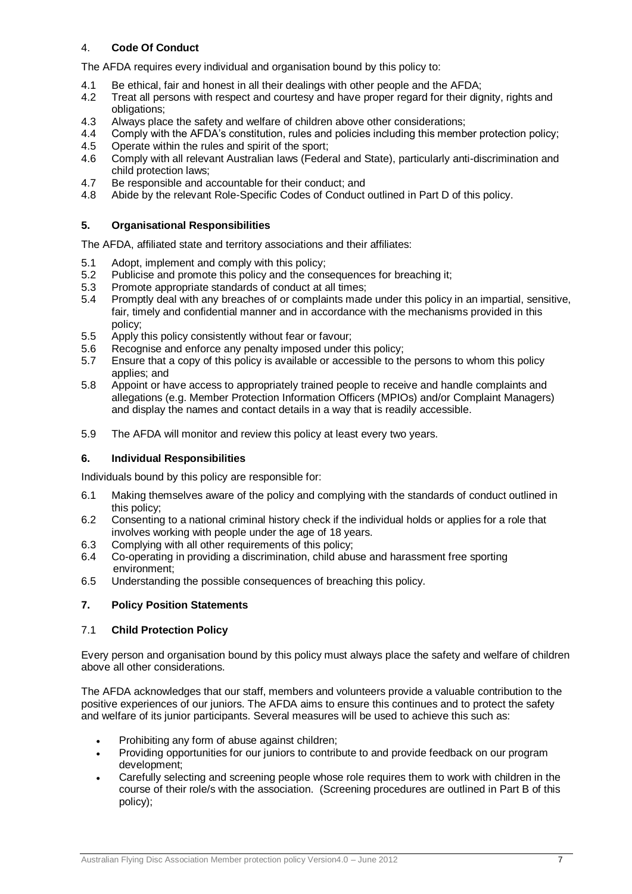## 4. **Code Of Conduct**

The AFDA requires every individual and organisation bound by this policy to:

4.1 Be ethical, fair and honest in all their dealings with other people and the AFDA;
4.2 Treat all persons with respect and courtesy and have proper regard for their dignity, rights and obligations;
4.3 Always place the safety and welfare of children above other considerations;
4.4 Comply with the AFDA's constitution, rules and policies including this member protection policy;
4.5 Operate within the rules and spirit of the sport;
4.6 Comply with all relevant Australian laws (Federal and State), particularly anti-discrimination and child protection laws;
4.7 Be responsible and accountable for their conduct; and
4.8 Abide by the relevant Role-Specific Codes of Conduct outlined in Part D of this policy.

## 5. Organisational Responsibilities

The AFDA, affiliated state and territory associations and their affiliates:

5.1 Adopt, implement and comply with this policy;
5.2 Publicise and promote this policy and the consequences for breaching it;
5.3 Promote appropriate standards of conduct at all times;
5.4 Promptly deal with any breaches of or complaints made under this policy in an impartial, sensitive, fair, timely and confidential manner and in accordance with the mechanisms provided in this policy;
5.5 Apply this policy consistently without fear or favour;
5.6 Recognise and enforce any penalty imposed under this policy;
5.7 Ensure that a copy of this policy is available or accessible to the persons to whom this policy applies; and
5.8 Appoint or have access to appropriately trained people to receive and handle complaints and allegations (e.g. Member Protection Information Officers (MPIOs) and/or Complaint Managers) and display the names and contact details in a way that is readily accessible.

5.9 The AFDA will monitor and review this policy at least every two years.

## 6. Individual Responsibilities

Individuals bound by this policy are responsible for:

6.1 Making themselves aware of the policy and complying with the standards of conduct outlined in this policy;
6.2 Consenting to a national criminal history check if the individual holds or applies for a role that involves working with people under the age of 18 years.
6.3 Complying with all other requirements of this policy;
6.4 Co-operating in providing a discrimination, child abuse and harassment free sporting environment;
6.5 Understanding the possible consequences of breaching this policy.

## 7. Policy Position Statements

### 7.1 **Child Protection Policy**

Every person and organisation bound by this policy must always place the safety and welfare of children above all other considerations.

The AFDA acknowledges that our staff, members and volunteers provide a valuable contribution to the positive experiences of our juniors. The AFDA aims to ensure this continues and to protect the safety and welfare of its junior participants. Several measures will be used to achieve this such as:

- Prohibiting any form of abuse against children;
- Providing opportunities for our juniors to contribute to and provide feedback on our program development;
- Carefully selecting and screening people whose role requires them to work with children in the course of their role/s with the association. (Screening procedures are outlined in Part B of this policy);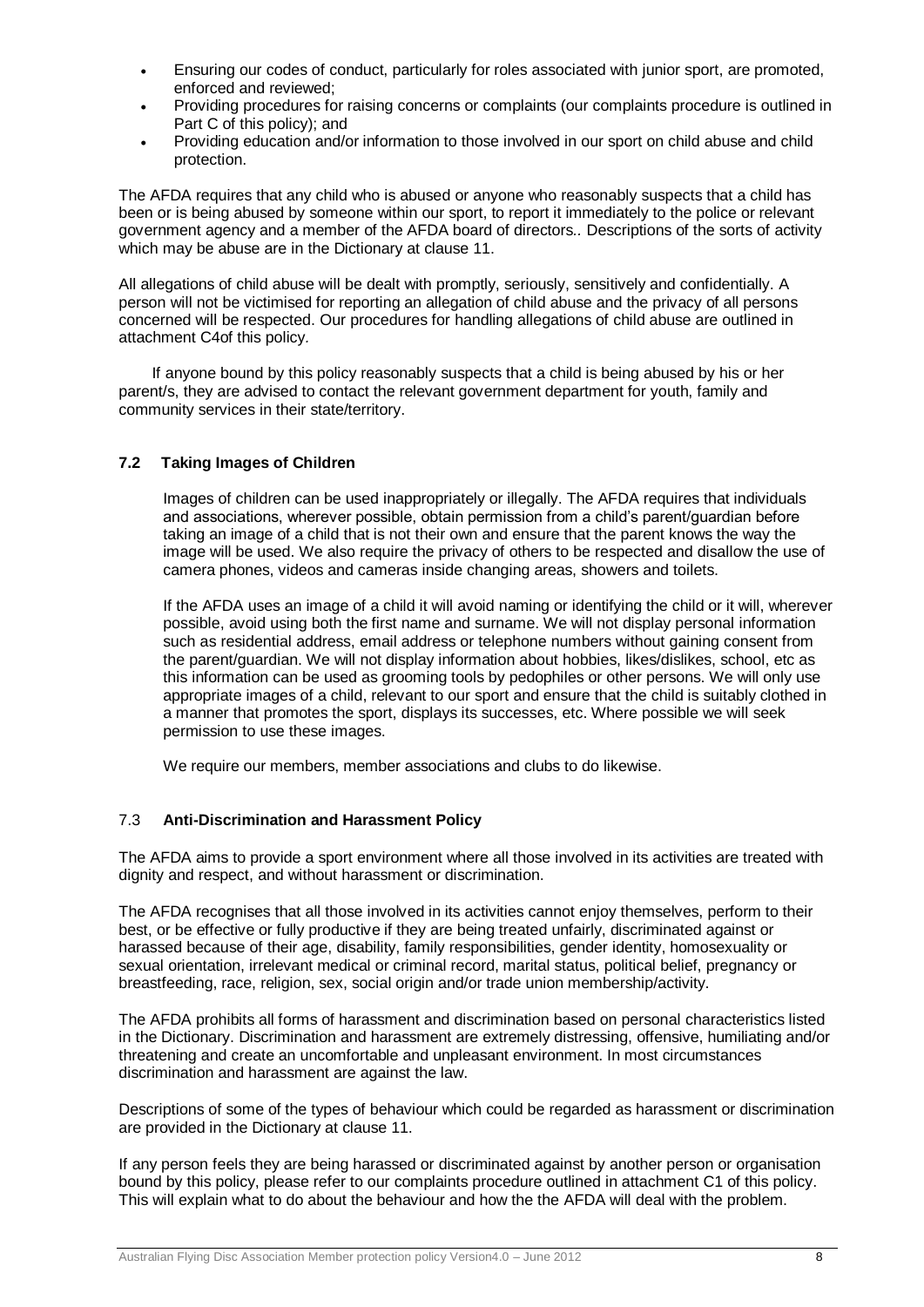- Ensuring our codes of conduct, particularly for roles associated with junior sport, are promoted, enforced and reviewed;
- Providing procedures for raising concerns or complaints (our complaints procedure is outlined in Part C of this policy); and
- Providing education and/or information to those involved in our sport on child abuse and child protection.

The AFDA requires that any child who is abused or anyone who reasonably suspects that a child has been or is being abused by someone within our sport, to report it immediately to the police or relevant government agency and a member of the AFDA board of directors.. Descriptions of the sorts of activity which may be abuse are in the Dictionary at clause 11.

All allegations of child abuse will be dealt with promptly, seriously, sensitively and confidentially. A person will not be victimised for reporting an allegation of child abuse and the privacy of all persons concerned will be respected. Our procedures for handling allegations of child abuse are outlined in attachment C4of this policy.

If anyone bound by this policy reasonably suspects that a child is being abused by his or her parent/s, they are advised to contact the relevant government department for youth, family and community services in their state/territory.

### 7.2 Taking Images of Children

Images of children can be used inappropriately or illegally. The AFDA requires that individuals and associations, wherever possible, obtain permission from a child's parent/guardian before taking an image of a child that is not their own and ensure that the parent knows the way the image will be used. We also require the privacy of others to be respected and disallow the use of camera phones, videos and cameras inside changing areas, showers and toilets.

If the AFDA uses an image of a child it will avoid naming or identifying the child or it will, wherever possible, avoid using both the first name and surname. We will not display personal information such as residential address, email address or telephone numbers without gaining consent from the parent/guardian. We will not display information about hobbies, likes/dislikes, school, etc as this information can be used as grooming tools by pedophiles or other persons. We will only use appropriate images of a child, relevant to our sport and ensure that the child is suitably clothed in a manner that promotes the sport, displays its successes, etc. Where possible we will seek permission to use these images.

We require our members, member associations and clubs to do likewise.

### 7.3 Anti-Discrimination and Harassment Policy

The AFDA aims to provide a sport environment where all those involved in its activities are treated with dignity and respect, and without harassment or discrimination.

The AFDA recognises that all those involved in its activities cannot enjoy themselves, perform to their best, or be effective or fully productive if they are being treated unfairly, discriminated against or harassed because of their age, disability, family responsibilities, gender identity, homosexuality or sexual orientation, irrelevant medical or criminal record, marital status, political belief, pregnancy or breastfeeding, race, religion, sex, social origin and/or trade union membership/activity.

The AFDA prohibits all forms of harassment and discrimination based on personal characteristics listed in the Dictionary. Discrimination and harassment are extremely distressing, offensive, humiliating and/or threatening and create an uncomfortable and unpleasant environment. In most circumstances discrimination and harassment are against the law.

Descriptions of some of the types of behaviour which could be regarded as harassment or discrimination are provided in the Dictionary at clause 11.

If any person feels they are being harassed or discriminated against by another person or organisation bound by this policy, please refer to our complaints procedure outlined in attachment C1 of this policy. This will explain what to do about the behaviour and how the the AFDA will deal with the problem.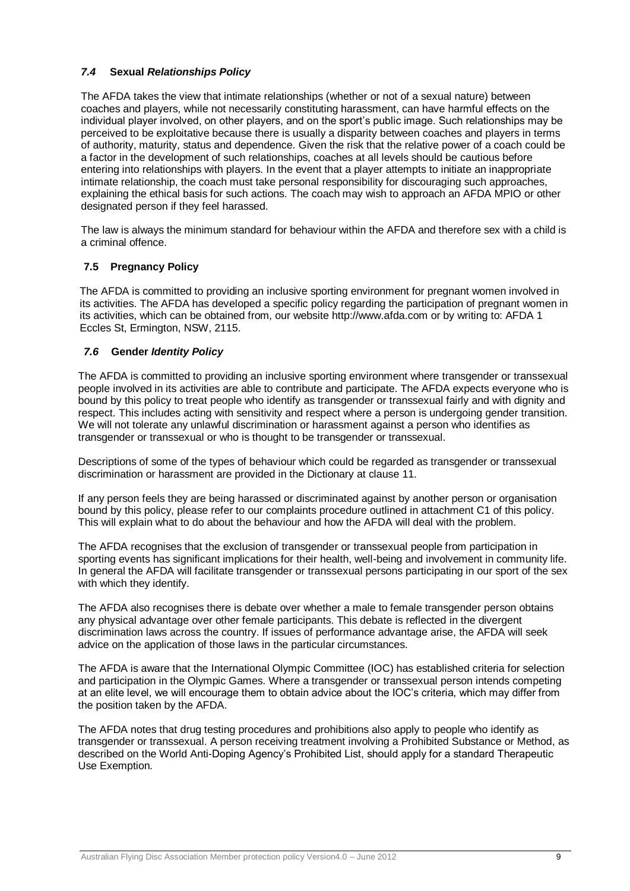### *7.4* **Sexual** ***Relationships Policy***

The AFDA takes the view that intimate relationships (whether or not of a sexual nature) between coaches and players, while not necessarily constituting harassment, can have harmful effects on the individual player involved, on other players, and on the sport's public image. Such relationships may be perceived to be exploitative because there is usually a disparity between coaches and players in terms of authority, maturity, status and dependence. Given the risk that the relative power of a coach could be a factor in the development of such relationships, coaches at all levels should be cautious before entering into relationships with players. In the event that a player attempts to initiate an inappropriate intimate relationship, the coach must take personal responsibility for discouraging such approaches, explaining the ethical basis for such actions. The coach may wish to approach an AFDA MPIO or other designated person if they feel harassed.

The law is always the minimum standard for behaviour within the AFDA and therefore sex with a child is a criminal offence.

### **7.5 Pregnancy Policy**

The AFDA is committed to providing an inclusive sporting environment for pregnant women involved in its activities. The AFDA has developed a specific policy regarding the participation of pregnant women in its activities, which can be obtained from, our website http://www.afda.com or by writing to: AFDA 1 Eccles St, Ermington, NSW, 2115.

### *7.6* **Gender** ***Identity Policy***

The AFDA is committed to providing an inclusive sporting environment where transgender or transsexual people involved in its activities are able to contribute and participate. The AFDA expects everyone who is bound by this policy to treat people who identify as transgender or transsexual fairly and with dignity and respect. This includes acting with sensitivity and respect where a person is undergoing gender transition. We will not tolerate any unlawful discrimination or harassment against a person who identifies as transgender or transsexual or who is thought to be transgender or transsexual.

Descriptions of some of the types of behaviour which could be regarded as transgender or transsexual discrimination or harassment are provided in the Dictionary at clause 11.

If any person feels they are being harassed or discriminated against by another person or organisation bound by this policy, please refer to our complaints procedure outlined in attachment C1 of this policy. This will explain what to do about the behaviour and how the AFDA will deal with the problem.

The AFDA recognises that the exclusion of transgender or transsexual people from participation in sporting events has significant implications for their health, well-being and involvement in community life. In general the AFDA will facilitate transgender or transsexual persons participating in our sport of the sex with which they identify.

The AFDA also recognises there is debate over whether a male to female transgender person obtains any physical advantage over other female participants. This debate is reflected in the divergent discrimination laws across the country. If issues of performance advantage arise, the AFDA will seek advice on the application of those laws in the particular circumstances.

The AFDA is aware that the International Olympic Committee (IOC) has established criteria for selection and participation in the Olympic Games. Where a transgender or transsexual person intends competing at an elite level, we will encourage them to obtain advice about the IOC's criteria, which may differ from the position taken by the AFDA.

The AFDA notes that drug testing procedures and prohibitions also apply to people who identify as transgender or transsexual. A person receiving treatment involving a Prohibited Substance or Method, as described on the World Anti-Doping Agency's Prohibited List, should apply for a standard Therapeutic Use Exemption.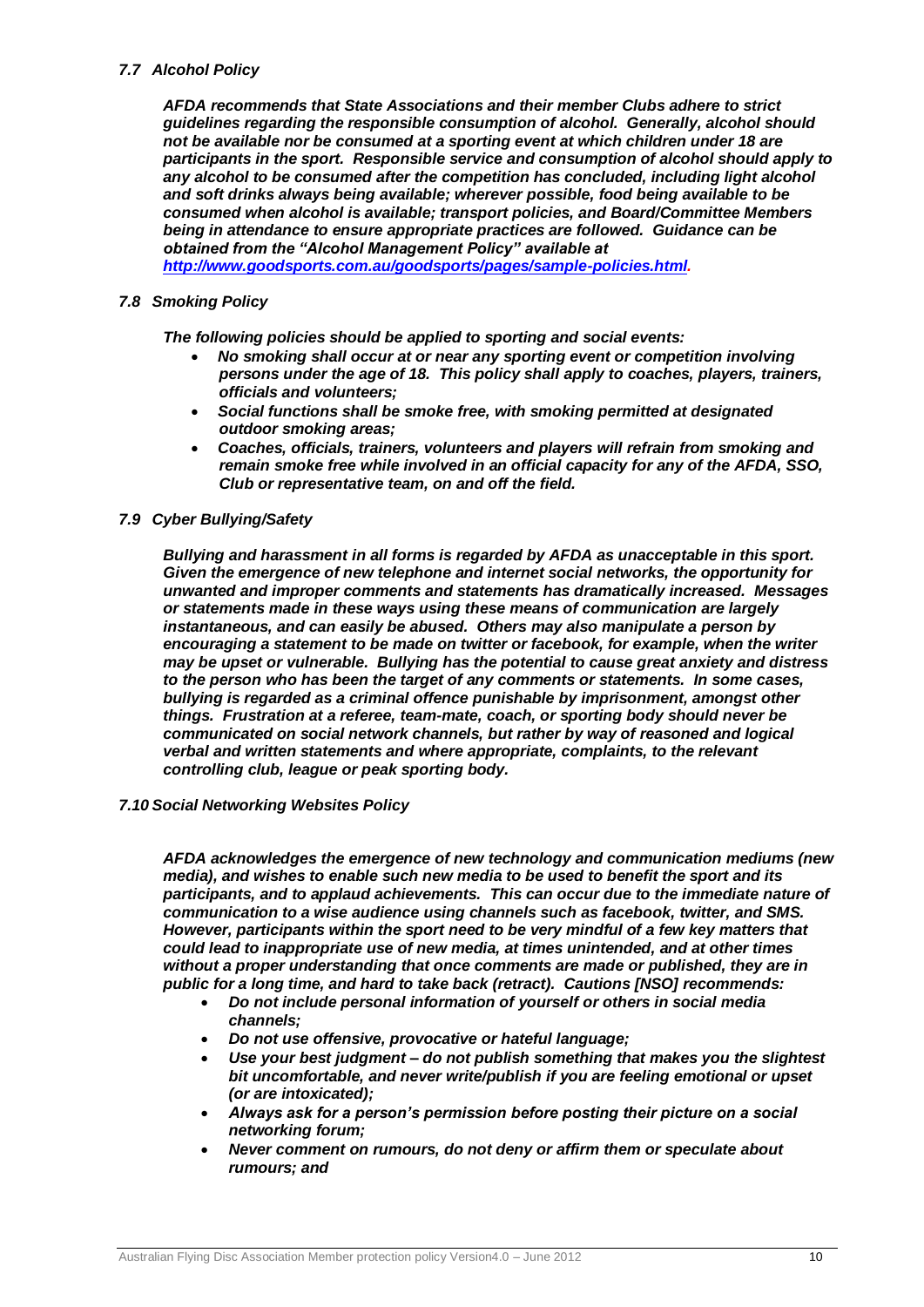### *7.7 Alcohol Policy*

***AFDA recommends that State Associations and their member Clubs adhere to strict guidelines regarding the responsible consumption of alcohol. Generally, alcohol should not be available nor be consumed at a sporting event at which children under 18 are participants in the sport. Responsible service and consumption of alcohol should apply to any alcohol to be consumed after the competition has concluded, including light alcohol and soft drinks always being available; wherever possible, food being available to be consumed when alcohol is available; transport policies, and Board/Committee Members being in attendance to ensure appropriate practices are followed. Guidance can be obtained from the "Alcohol Management Policy" available at [http://www.goodsports.com.au/goodsports/pages/sample-policies.html](http://www.goodsports.com.au/goodsports/pages/sample-policies.html).***

### *7.8 Smoking Policy*

***The following policies should be applied to sporting and social events:***

- ***No smoking shall occur at or near any sporting event or competition involving persons under the age of 18. This policy shall apply to coaches, players, trainers, officials and volunteers;***
- ***Social functions shall be smoke free, with smoking permitted at designated outdoor smoking areas;***
- ***Coaches, officials, trainers, volunteers and players will refrain from smoking and remain smoke free while involved in an official capacity for any of the AFDA, SSO, Club or representative team, on and off the field.***

### *7.9 Cyber Bullying/Safety*

***Bullying and harassment in all forms is regarded by AFDA as unacceptable in this sport. Given the emergence of new telephone and internet social networks, the opportunity for unwanted and improper comments and statements has dramatically increased. Messages or statements made in these ways using these means of communication are largely instantaneous, and can easily be abused. Others may also manipulate a person by encouraging a statement to be made on twitter or facebook, for example, when the writer may be upset or vulnerable. Bullying has the potential to cause great anxiety and distress to the person who has been the target of any comments or statements. In some cases, bullying is regarded as a criminal offence punishable by imprisonment, amongst other things. Frustration at a referee, team-mate, coach, or sporting body should never be communicated on social network channels, but rather by way of reasoned and logical verbal and written statements and where appropriate, complaints, to the relevant controlling club, league or peak sporting body.***

### *7.10 Social Networking Websites Policy*

***AFDA acknowledges the emergence of new technology and communication mediums (new media), and wishes to enable such new media to be used to benefit the sport and its participants, and to applaud achievements. This can occur due to the immediate nature of communication to a wise audience using channels such as facebook, twitter, and SMS. However, participants within the sport need to be very mindful of a few key matters that could lead to inappropriate use of new media, at times unintended, and at other times without a proper understanding that once comments are made or published, they are in public for a long time, and hard to take back (retract). Cautions [NSO] recommends:***

- ***Do not include personal information of yourself or others in social media channels;***
- ***Do not use offensive, provocative or hateful language;***
- ***Use your best judgment – do not publish something that makes you the slightest bit uncomfortable, and never write/publish if you are feeling emotional or upset (or are intoxicated);***
- ***Always ask for a person's permission before posting their picture on a social networking forum;***
- ***Never comment on rumours, do not deny or affirm them or speculate about rumours; and***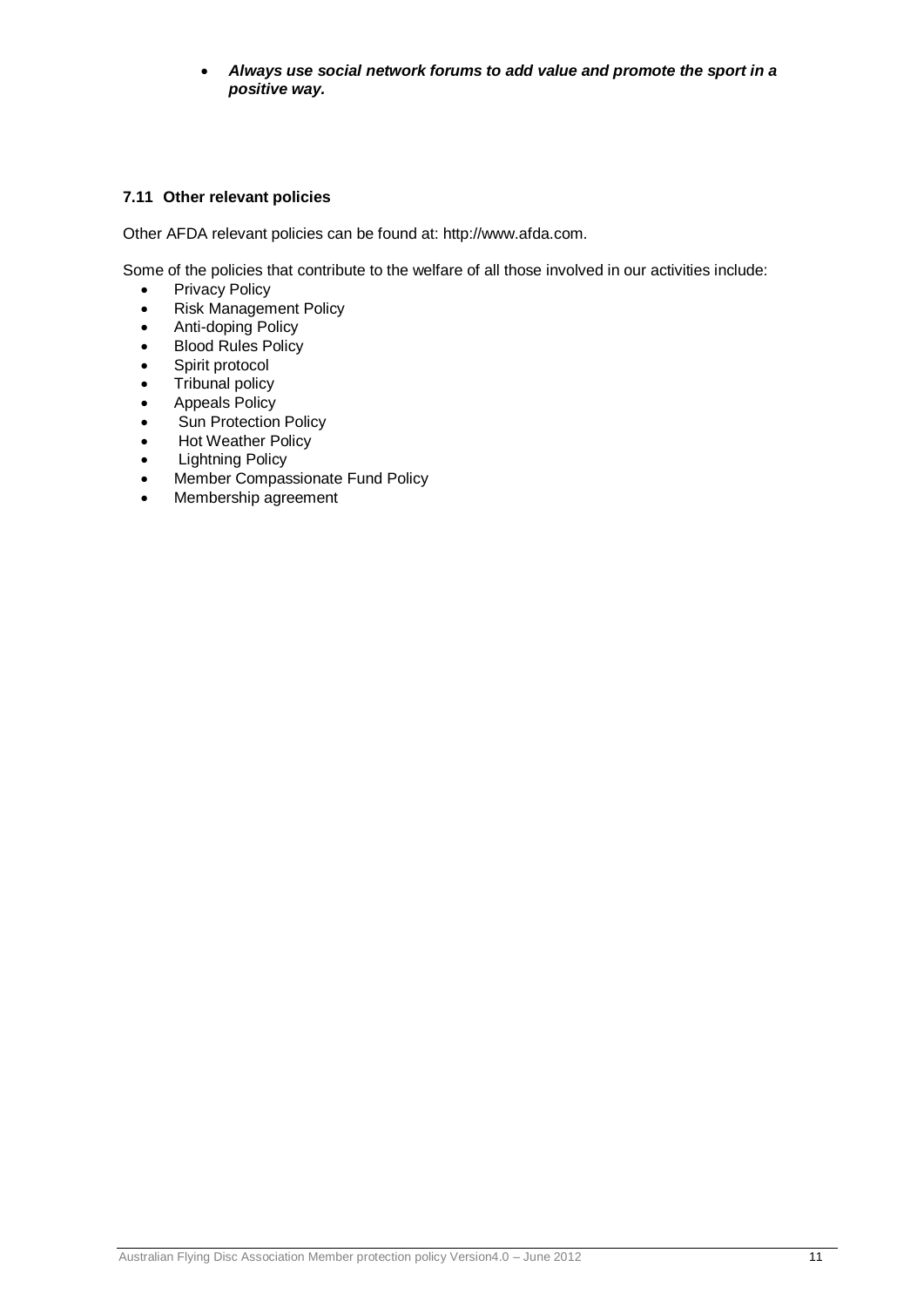- ***Always use social network forums to add value and promote the sport in a positive way.***

### 7.11 Other relevant policies

Other AFDA relevant policies can be found at: http://www.afda.com.

Some of the policies that contribute to the welfare of all those involved in our activities include:

- Privacy Policy
- Risk Management Policy
- Anti-doping Policy
- Blood Rules Policy
- Spirit protocol
- Tribunal policy
- Appeals Policy
- Sun Protection Policy
- Hot Weather Policy
- Lightning Policy
- Member Compassionate Fund Policy
- Membership agreement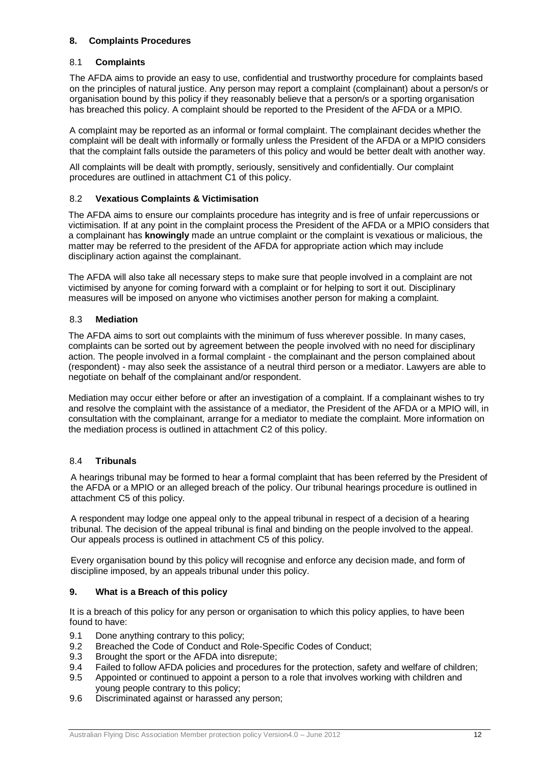## 8. Complaints Procedures

### 8.1 Complaints

The AFDA aims to provide an easy to use, confidential and trustworthy procedure for complaints based on the principles of natural justice. Any person may report a complaint (complainant) about a person/s or organisation bound by this policy if they reasonably believe that a person/s or a sporting organisation has breached this policy. A complaint should be reported to the President of the AFDA or a MPIO.

A complaint may be reported as an informal or formal complaint. The complainant decides whether the complaint will be dealt with informally or formally unless the President of the AFDA or a MPIO considers that the complaint falls outside the parameters of this policy and would be better dealt with another way.

All complaints will be dealt with promptly, seriously, sensitively and confidentially. Our complaint procedures are outlined in attachment C1 of this policy.

### 8.2 Vexatious Complaints & Victimisation

The AFDA aims to ensure our complaints procedure has integrity and is free of unfair repercussions or victimisation. If at any point in the complaint process the President of the AFDA or a MPIO considers that a complainant has **knowingly** made an untrue complaint or the complaint is vexatious or malicious, the matter may be referred to the president of the AFDA for appropriate action which may include disciplinary action against the complainant.

The AFDA will also take all necessary steps to make sure that people involved in a complaint are not victimised by anyone for coming forward with a complaint or for helping to sort it out. Disciplinary measures will be imposed on anyone who victimises another person for making a complaint.

### 8.3 Mediation

The AFDA aims to sort out complaints with the minimum of fuss wherever possible. In many cases, complaints can be sorted out by agreement between the people involved with no need for disciplinary action. The people involved in a formal complaint - the complainant and the person complained about (respondent) - may also seek the assistance of a neutral third person or a mediator. Lawyers are able to negotiate on behalf of the complainant and/or respondent.

Mediation may occur either before or after an investigation of a complaint. If a complainant wishes to try and resolve the complaint with the assistance of a mediator, the President of the AFDA or a MPIO will, in consultation with the complainant, arrange for a mediator to mediate the complaint. More information on the mediation process is outlined in attachment C2 of this policy.

### 8.4 Tribunals

A hearings tribunal may be formed to hear a formal complaint that has been referred by the President of the AFDA or a MPIO or an alleged breach of the policy. Our tribunal hearings procedure is outlined in attachment C5 of this policy.

A respondent may lodge one appeal only to the appeal tribunal in respect of a decision of a hearing tribunal. The decision of the appeal tribunal is final and binding on the people involved to the appeal. Our appeals process is outlined in attachment C5 of this policy.

Every organisation bound by this policy will recognise and enforce any decision made, and form of discipline imposed, by an appeals tribunal under this policy.

## 9. What is a Breach of this policy

It is a breach of this policy for any person or organisation to which this policy applies, to have been found to have:

9.1 Done anything contrary to this policy;
9.2 Breached the Code of Conduct and Role-Specific Codes of Conduct;
9.3 Brought the sport or the AFDA into disrepute;
9.4 Failed to follow AFDA policies and procedures for the protection, safety and welfare of children;
9.5 Appointed or continued to appoint a person to a role that involves working with children and young people contrary to this policy;
9.6 Discriminated against or harassed any person;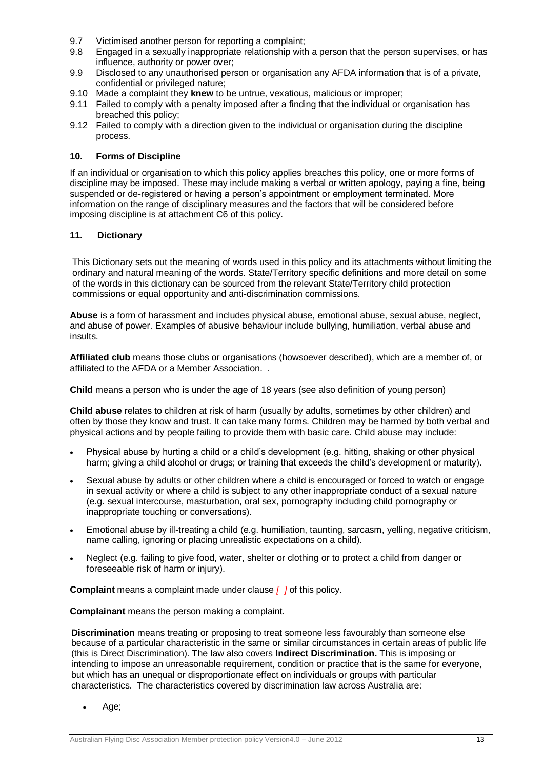9.7 Victimised another person for reporting a complaint;

9.8 Engaged in a sexually inappropriate relationship with a person that the person supervises, or has influence, authority or power over;

9.9 Disclosed to any unauthorised person or organisation any AFDA information that is of a private, confidential or privileged nature;

9.10 Made a complaint they **knew** to be untrue, vexatious, malicious or improper;

9.11 Failed to comply with a penalty imposed after a finding that the individual or organisation has breached this policy;

9.12 Failed to comply with a direction given to the individual or organisation during the discipline process.

## 10. Forms of Discipline

If an individual or organisation to which this policy applies breaches this policy, one or more forms of discipline may be imposed. These may include making a verbal or written apology, paying a fine, being suspended or de-registered or having a person's appointment or employment terminated. More information on the range of disciplinary measures and the factors that will be considered before imposing discipline is at attachment C6 of this policy.

## 11. Dictionary

This Dictionary sets out the meaning of words used in this policy and its attachments without limiting the ordinary and natural meaning of the words. State/Territory specific definitions and more detail on some of the words in this dictionary can be sourced from the relevant State/Territory child protection commissions or equal opportunity and anti-discrimination commissions.

**Abuse** is a form of harassment and includes physical abuse, emotional abuse, sexual abuse, neglect, and abuse of power. Examples of abusive behaviour include bullying, humiliation, verbal abuse and insults.

**Affiliated club** means those clubs or organisations (howsoever described), which are a member of, or affiliated to the AFDA or a Member Association. .

**Child** means a person who is under the age of 18 years (see also definition of young person)

**Child abuse** relates to children at risk of harm (usually by adults, sometimes by other children) and often by those they know and trust. It can take many forms. Children may be harmed by both verbal and physical actions and by people failing to provide them with basic care. Child abuse may include:

- Physical abuse by hurting a child or a child's development (e.g. hitting, shaking or other physical harm; giving a child alcohol or drugs; or training that exceeds the child's development or maturity).
- Sexual abuse by adults or other children where a child is encouraged or forced to watch or engage in sexual activity or where a child is subject to any other inappropriate conduct of a sexual nature (e.g. sexual intercourse, masturbation, oral sex, pornography including child pornography or inappropriate touching or conversations).
- Emotional abuse by ill-treating a child (e.g. humiliation, taunting, sarcasm, yelling, negative criticism, name calling, ignoring or placing unrealistic expectations on a child).
- Neglect (e.g. failing to give food, water, shelter or clothing or to protect a child from danger or foreseeable risk of harm or injury).

**Complaint** means a complaint made under clause *[ ]* of this policy.

**Complainant** means the person making a complaint.

**Discrimination** means treating or proposing to treat someone less favourably than someone else because of a particular characteristic in the same or similar circumstances in certain areas of public life (this is Direct Discrimination). The law also covers **Indirect Discrimination.** This is imposing or intending to impose an unreasonable requirement, condition or practice that is the same for everyone, but which has an unequal or disproportionate effect on individuals or groups with particular characteristics. The characteristics covered by discrimination law across Australia are:

- Age;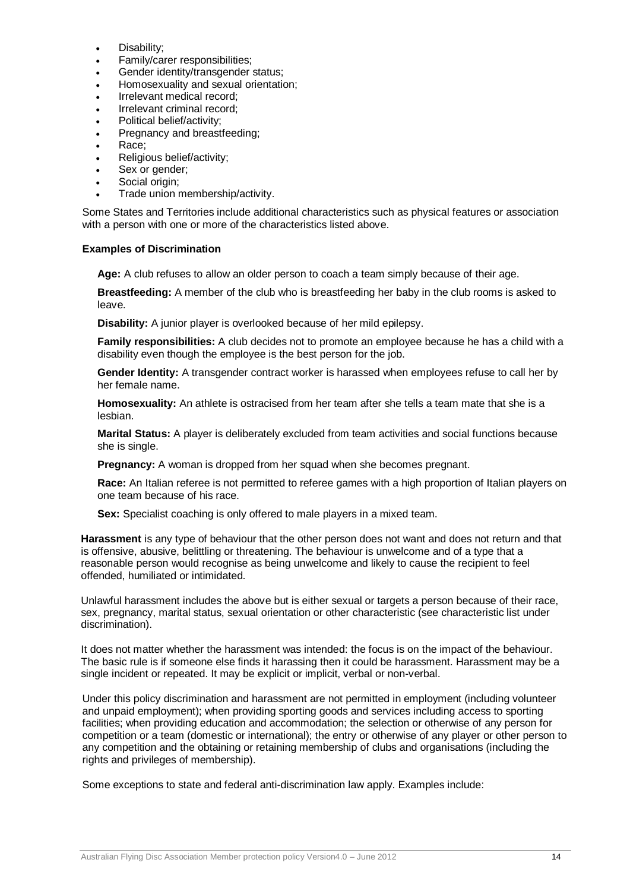- Disability;
- Family/carer responsibilities;
- Gender identity/transgender status;
- Homosexuality and sexual orientation;
- Irrelevant medical record;
- Irrelevant criminal record;
- Political belief/activity;
- Pregnancy and breastfeeding;
- Race;
- Religious belief/activity;
- Sex or gender;
- Social origin;
- Trade union membership/activity.

Some States and Territories include additional characteristics such as physical features or association with a person with one or more of the characteristics listed above.

**Examples of Discrimination**

**Age:** A club refuses to allow an older person to coach a team simply because of their age.

**Breastfeeding:** A member of the club who is breastfeeding her baby in the club rooms is asked to leave.

**Disability:** A junior player is overlooked because of her mild epilepsy.

**Family responsibilities:** A club decides not to promote an employee because he has a child with a disability even though the employee is the best person for the job.

**Gender Identity:** A transgender contract worker is harassed when employees refuse to call her by her female name.

**Homosexuality:** An athlete is ostracised from her team after she tells a team mate that she is a lesbian.

**Marital Status:** A player is deliberately excluded from team activities and social functions because she is single.

**Pregnancy:** A woman is dropped from her squad when she becomes pregnant.

**Race:** An Italian referee is not permitted to referee games with a high proportion of Italian players on one team because of his race.

**Sex:** Specialist coaching is only offered to male players in a mixed team.

**Harassment** is any type of behaviour that the other person does not want and does not return and that is offensive, abusive, belittling or threatening. The behaviour is unwelcome and of a type that a reasonable person would recognise as being unwelcome and likely to cause the recipient to feel offended, humiliated or intimidated.

Unlawful harassment includes the above but is either sexual or targets a person because of their race, sex, pregnancy, marital status, sexual orientation or other characteristic (see characteristic list under discrimination).

It does not matter whether the harassment was intended: the focus is on the impact of the behaviour. The basic rule is if someone else finds it harassing then it could be harassment. Harassment may be a single incident or repeated. It may be explicit or implicit, verbal or non-verbal.

Under this policy discrimination and harassment are not permitted in employment (including volunteer and unpaid employment); when providing sporting goods and services including access to sporting facilities; when providing education and accommodation; the selection or otherwise of any person for competition or a team (domestic or international); the entry or otherwise of any player or other person to any competition and the obtaining or retaining membership of clubs and organisations (including the rights and privileges of membership).

Some exceptions to state and federal anti-discrimination law apply. Examples include: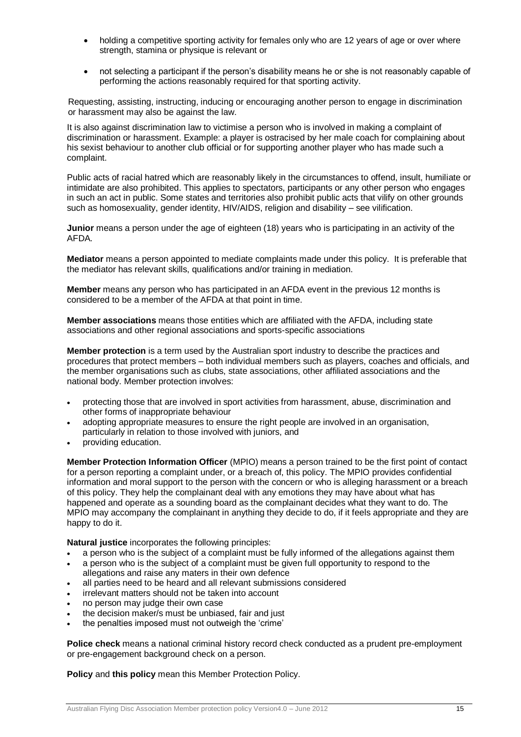- holding a competitive sporting activity for females only who are 12 years of age or over where strength, stamina or physique is relevant or
- not selecting a participant if the person's disability means he or she is not reasonably capable of performing the actions reasonably required for that sporting activity.

Requesting, assisting, instructing, inducing or encouraging another person to engage in discrimination or harassment may also be against the law.

It is also against discrimination law to victimise a person who is involved in making a complaint of discrimination or harassment. Example: a player is ostracised by her male coach for complaining about his sexist behaviour to another club official or for supporting another player who has made such a complaint.

Public acts of racial hatred which are reasonably likely in the circumstances to offend, insult, humiliate or intimidate are also prohibited. This applies to spectators, participants or any other person who engages in such an act in public. Some states and territories also prohibit public acts that vilify on other grounds such as homosexuality, gender identity, HIV/AIDS, religion and disability – see vilification.

**Junior** means a person under the age of eighteen (18) years who is participating in an activity of the AFDA.

**Mediator** means a person appointed to mediate complaints made under this policy. It is preferable that the mediator has relevant skills, qualifications and/or training in mediation.

**Member** means any person who has participated in an AFDA event in the previous 12 months is considered to be a member of the AFDA at that point in time.

**Member associations** means those entities which are affiliated with the AFDA, including state associations and other regional associations and sports-specific associations

**Member protection** is a term used by the Australian sport industry to describe the practices and procedures that protect members – both individual members such as players, coaches and officials, and the member organisations such as clubs, state associations, other affiliated associations and the national body. Member protection involves:

- protecting those that are involved in sport activities from harassment, abuse, discrimination and other forms of inappropriate behaviour
- adopting appropriate measures to ensure the right people are involved in an organisation, particularly in relation to those involved with juniors, and
- providing education.

**Member Protection Information Officer** (MPIO) means a person trained to be the first point of contact for a person reporting a complaint under, or a breach of, this policy. The MPIO provides confidential information and moral support to the person with the concern or who is alleging harassment or a breach of this policy. They help the complainant deal with any emotions they may have about what has happened and operate as a sounding board as the complainant decides what they want to do. The MPIO may accompany the complainant in anything they decide to do, if it feels appropriate and they are happy to do it.

**Natural justice** incorporates the following principles:

- a person who is the subject of a complaint must be fully informed of the allegations against them
- a person who is the subject of a complaint must be given full opportunity to respond to the allegations and raise any maters in their own defence
- all parties need to be heard and all relevant submissions considered
- irrelevant matters should not be taken into account
- no person may judge their own case
- the decision maker/s must be unbiased, fair and just
- the penalties imposed must not outweigh the 'crime'

**Police check** means a national criminal history record check conducted as a prudent pre-employment or pre-engagement background check on a person.

**Policy** and **this policy** mean this Member Protection Policy.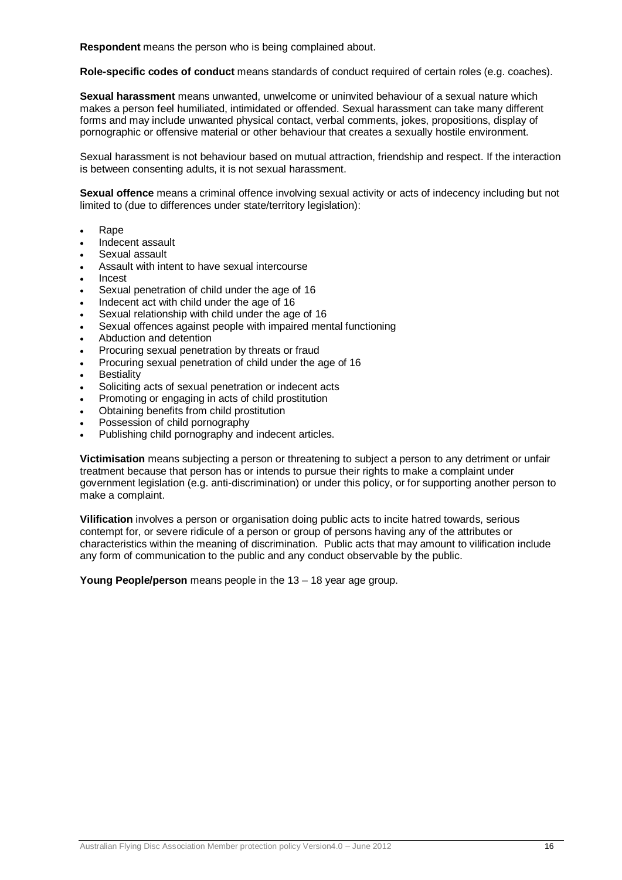**Respondent** means the person who is being complained about.

**Role-specific codes of conduct** means standards of conduct required of certain roles (e.g. coaches).

**Sexual harassment** means unwanted, unwelcome or uninvited behaviour of a sexual nature which makes a person feel humiliated, intimidated or offended. Sexual harassment can take many different forms and may include unwanted physical contact, verbal comments, jokes, propositions, display of pornographic or offensive material or other behaviour that creates a sexually hostile environment.

Sexual harassment is not behaviour based on mutual attraction, friendship and respect. If the interaction is between consenting adults, it is not sexual harassment.

**Sexual offence** means a criminal offence involving sexual activity or acts of indecency including but not limited to (due to differences under state/territory legislation):

- Rape
- Indecent assault
- Sexual assault
- Assault with intent to have sexual intercourse
- Incest
- Sexual penetration of child under the age of 16
- Indecent act with child under the age of 16
- Sexual relationship with child under the age of 16
- Sexual offences against people with impaired mental functioning
- Abduction and detention
- Procuring sexual penetration by threats or fraud
- Procuring sexual penetration of child under the age of 16
- Bestiality
- Soliciting acts of sexual penetration or indecent acts
- Promoting or engaging in acts of child prostitution
- Obtaining benefits from child prostitution
- Possession of child pornography
- Publishing child pornography and indecent articles.

**Victimisation** means subjecting a person or threatening to subject a person to any detriment or unfair treatment because that person has or intends to pursue their rights to make a complaint under government legislation (e.g. anti-discrimination) or under this policy, or for supporting another person to make a complaint.

**Vilification** involves a person or organisation doing public acts to incite hatred towards, serious contempt for, or severe ridicule of a person or group of persons having any of the attributes or characteristics within the meaning of discrimination. Public acts that may amount to vilification include any form of communication to the public and any conduct observable by the public.

**Young People/person** means people in the 13 – 18 year age group.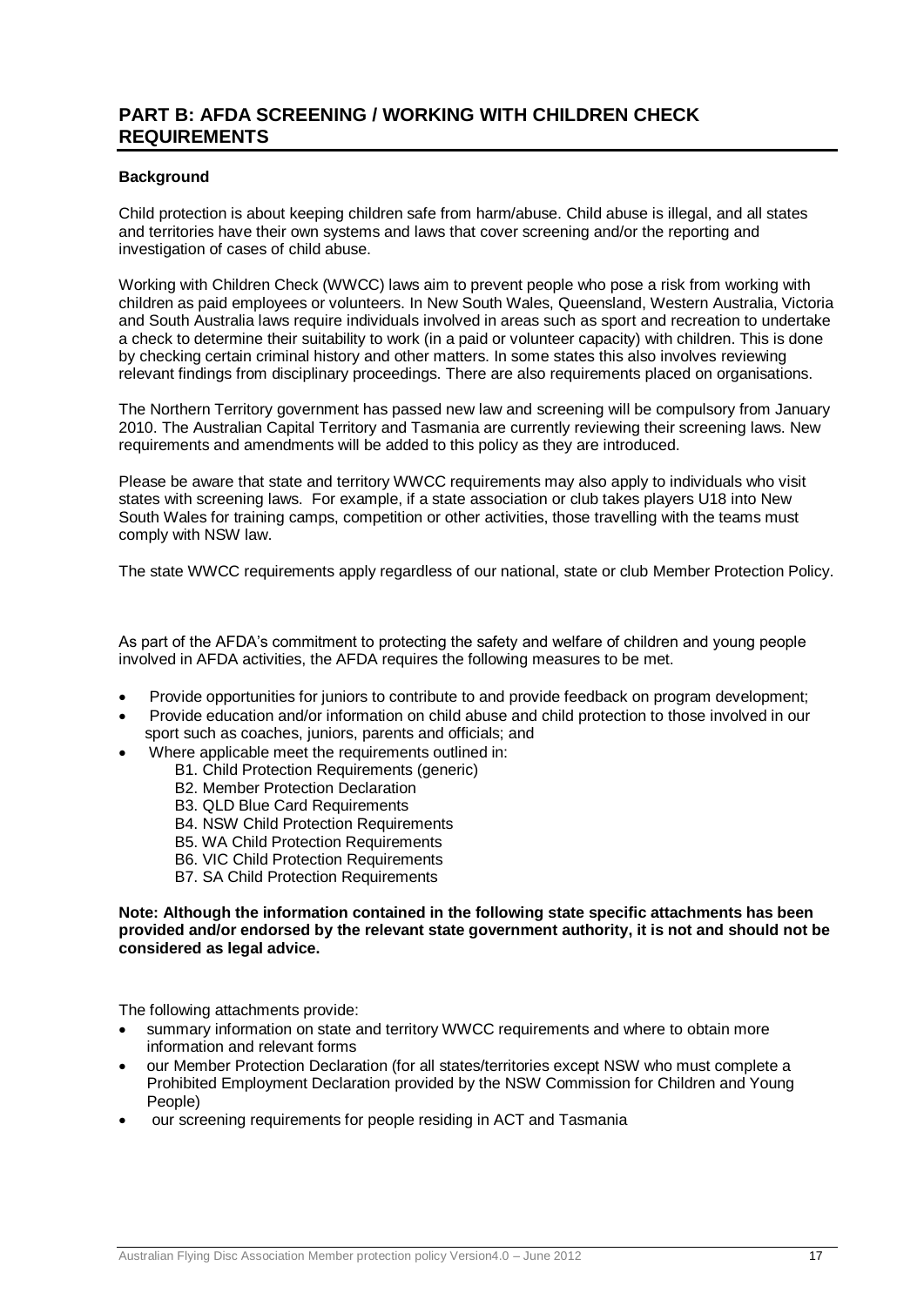## PART B: AFDA SCREENING / WORKING WITH CHILDREN CHECK REQUIREMENTS

**Background**

Child protection is about keeping children safe from harm/abuse. Child abuse is illegal, and all states and territories have their own systems and laws that cover screening and/or the reporting and investigation of cases of child abuse.

Working with Children Check (WWCC) laws aim to prevent people who pose a risk from working with children as paid employees or volunteers. In New South Wales, Queensland, Western Australia, Victoria and South Australia laws require individuals involved in areas such as sport and recreation to undertake a check to determine their suitability to work (in a paid or volunteer capacity) with children. This is done by checking certain criminal history and other matters. In some states this also involves reviewing relevant findings from disciplinary proceedings. There are also requirements placed on organisations.

The Northern Territory government has passed new law and screening will be compulsory from January 2010. The Australian Capital Territory and Tasmania are currently reviewing their screening laws. New requirements and amendments will be added to this policy as they are introduced.

Please be aware that state and territory WWCC requirements may also apply to individuals who visit states with screening laws. For example, if a state association or club takes players U18 into New South Wales for training camps, competition or other activities, those travelling with the teams must comply with NSW law.

The state WWCC requirements apply regardless of our national, state or club Member Protection Policy.

As part of the AFDA's commitment to protecting the safety and welfare of children and young people involved in AFDA activities, the AFDA requires the following measures to be met.

- Provide opportunities for juniors to contribute to and provide feedback on program development;
- Provide education and/or information on child abuse and child protection to those involved in our sport such as coaches, juniors, parents and officials; and
- Where applicable meet the requirements outlined in:
  - B1. Child Protection Requirements (generic)
  - B2. Member Protection Declaration
  - B3. QLD Blue Card Requirements
  - B4. NSW Child Protection Requirements
  - B5. WA Child Protection Requirements
  - B6. VIC Child Protection Requirements
  - B7. SA Child Protection Requirements

**Note: Although the information contained in the following state specific attachments has been provided and/or endorsed by the relevant state government authority, it is not and should not be considered as legal advice.**

The following attachments provide:

- summary information on state and territory WWCC requirements and where to obtain more information and relevant forms
- our Member Protection Declaration (for all states/territories except NSW who must complete a Prohibited Employment Declaration provided by the NSW Commission for Children and Young People)
- our screening requirements for people residing in ACT and Tasmania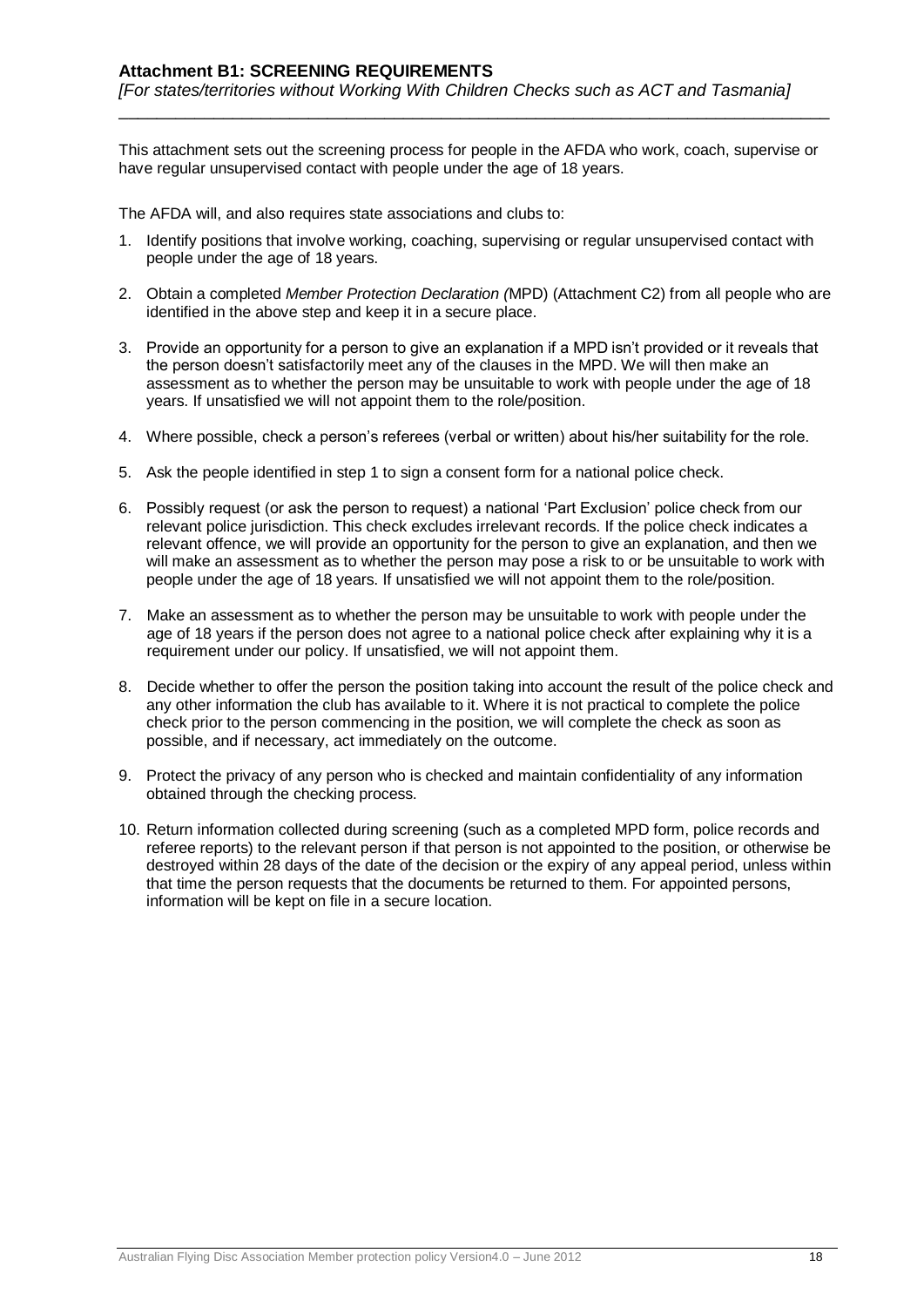**Attachment B1: SCREENING REQUIREMENTS**

*[For states/territories without Working With Children Checks such as ACT and Tasmania]*

---

This attachment sets out the screening process for people in the AFDA who work, coach, supervise or have regular unsupervised contact with people under the age of 18 years.

The AFDA will, and also requires state associations and clubs to:

1. Identify positions that involve working, coaching, supervising or regular unsupervised contact with people under the age of 18 years.

2. Obtain a completed *Member Protection Declaration (*MPD) (Attachment C2) from all people who are identified in the above step and keep it in a secure place.

3. Provide an opportunity for a person to give an explanation if a MPD isn't provided or it reveals that the person doesn't satisfactorily meet any of the clauses in the MPD. We will then make an assessment as to whether the person may be unsuitable to work with people under the age of 18 years. If unsatisfied we will not appoint them to the role/position.

4. Where possible, check a person's referees (verbal or written) about his/her suitability for the role.

5. Ask the people identified in step 1 to sign a consent form for a national police check.

6. Possibly request (or ask the person to request) a national 'Part Exclusion' police check from our relevant police jurisdiction. This check excludes irrelevant records. If the police check indicates a relevant offence, we will provide an opportunity for the person to give an explanation, and then we will make an assessment as to whether the person may pose a risk to or be unsuitable to work with people under the age of 18 years. If unsatisfied we will not appoint them to the role/position.

7. Make an assessment as to whether the person may be unsuitable to work with people under the age of 18 years if the person does not agree to a national police check after explaining why it is a requirement under our policy. If unsatisfied, we will not appoint them.

8. Decide whether to offer the person the position taking into account the result of the police check and any other information the club has available to it. Where it is not practical to complete the police check prior to the person commencing in the position, we will complete the check as soon as possible, and if necessary, act immediately on the outcome.

9. Protect the privacy of any person who is checked and maintain confidentiality of any information obtained through the checking process.

10. Return information collected during screening (such as a completed MPD form, police records and referee reports) to the relevant person if that person is not appointed to the position, or otherwise be destroyed within 28 days of the date of the decision or the expiry of any appeal period, unless within that time the person requests that the documents be returned to them. For appointed persons, information will be kept on file in a secure location.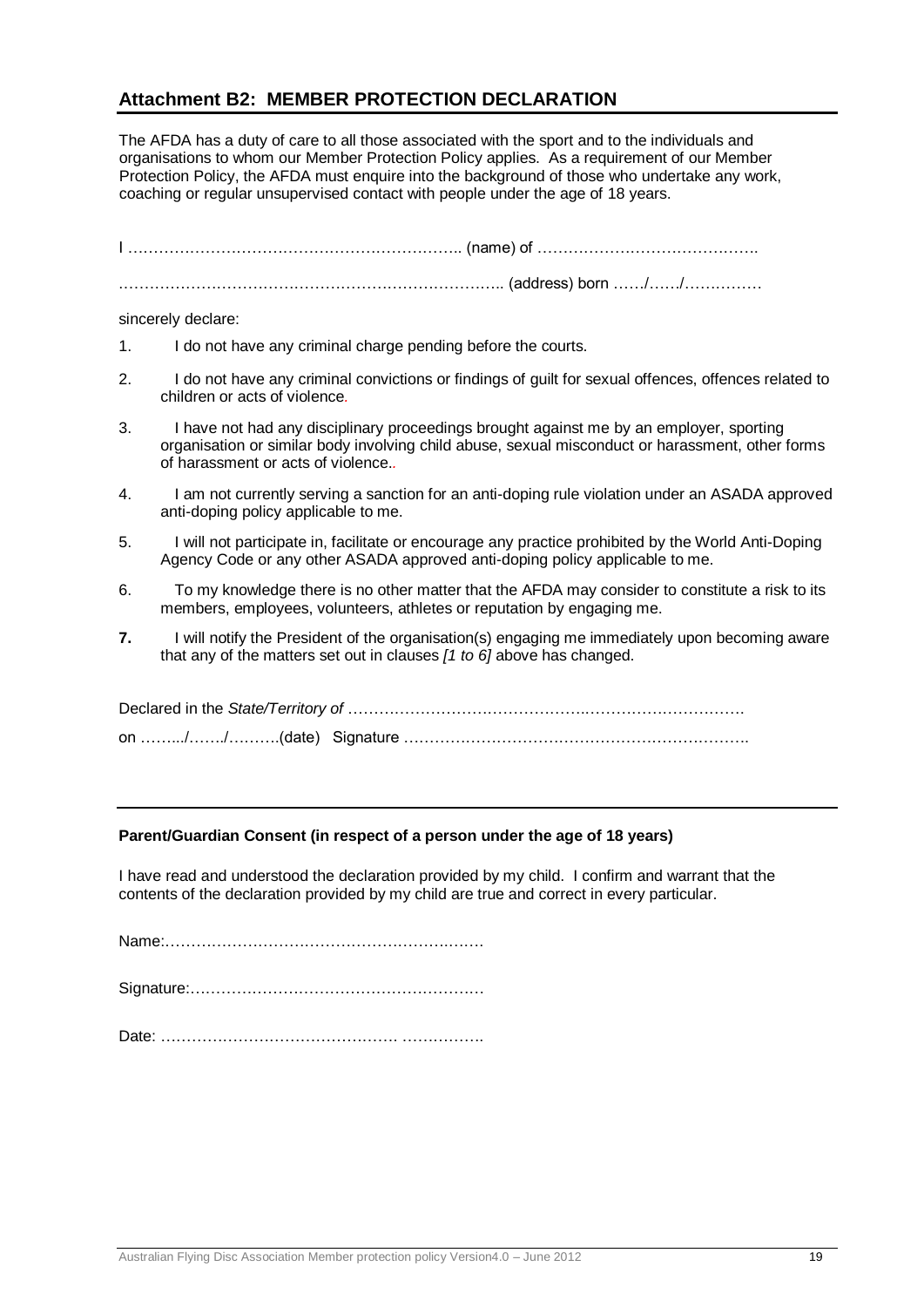## Attachment B2: MEMBER PROTECTION DECLARATION

The AFDA has a duty of care to all those associated with the sport and to the individuals and organisations to whom our Member Protection Policy applies. As a requirement of our Member Protection Policy, the AFDA must enquire into the background of those who undertake any work, coaching or regular unsupervised contact with people under the age of 18 years.

I ……………………………………………………….. (name) of …………………………………….

……………………………………………………………….. (address) born ……/……/……………

sincerely declare:

1. I do not have any criminal charge pending before the courts.
2. I do not have any criminal convictions or findings of guilt for sexual offences, offences related to children or acts of violence.
3. I have not had any disciplinary proceedings brought against me by an employer, sporting organisation or similar body involving child abuse, sexual misconduct or harassment, other forms of harassment or acts of violence..
4. I am not currently serving a sanction for an anti-doping rule violation under an ASADA approved anti-doping policy applicable to me.
5. I will not participate in, facilitate or encourage any practice prohibited by the World Anti-Doping Agency Code or any other ASADA approved anti-doping policy applicable to me.
6. To my knowledge there is no other matter that the AFDA may consider to constitute a risk to its members, employees, volunteers, athletes or reputation by engaging me.
7. I will notify the President of the organisation(s) engaging me immediately upon becoming aware that any of the matters set out in clauses *[1 to 6]* above has changed.

Declared in the *State/Territory of* ……………………………………………………………………….

on ……../……./……….(date) Signature ………………………………………………………….

---

**Parent/Guardian Consent (in respect of a person under the age of 18 years)**

I have read and understood the declaration provided by my child. I confirm and warrant that the contents of the declaration provided by my child are true and correct in every particular.

Name:……………………………………………………

Signature:…………………………………………………

Date: ……………………………………… …………….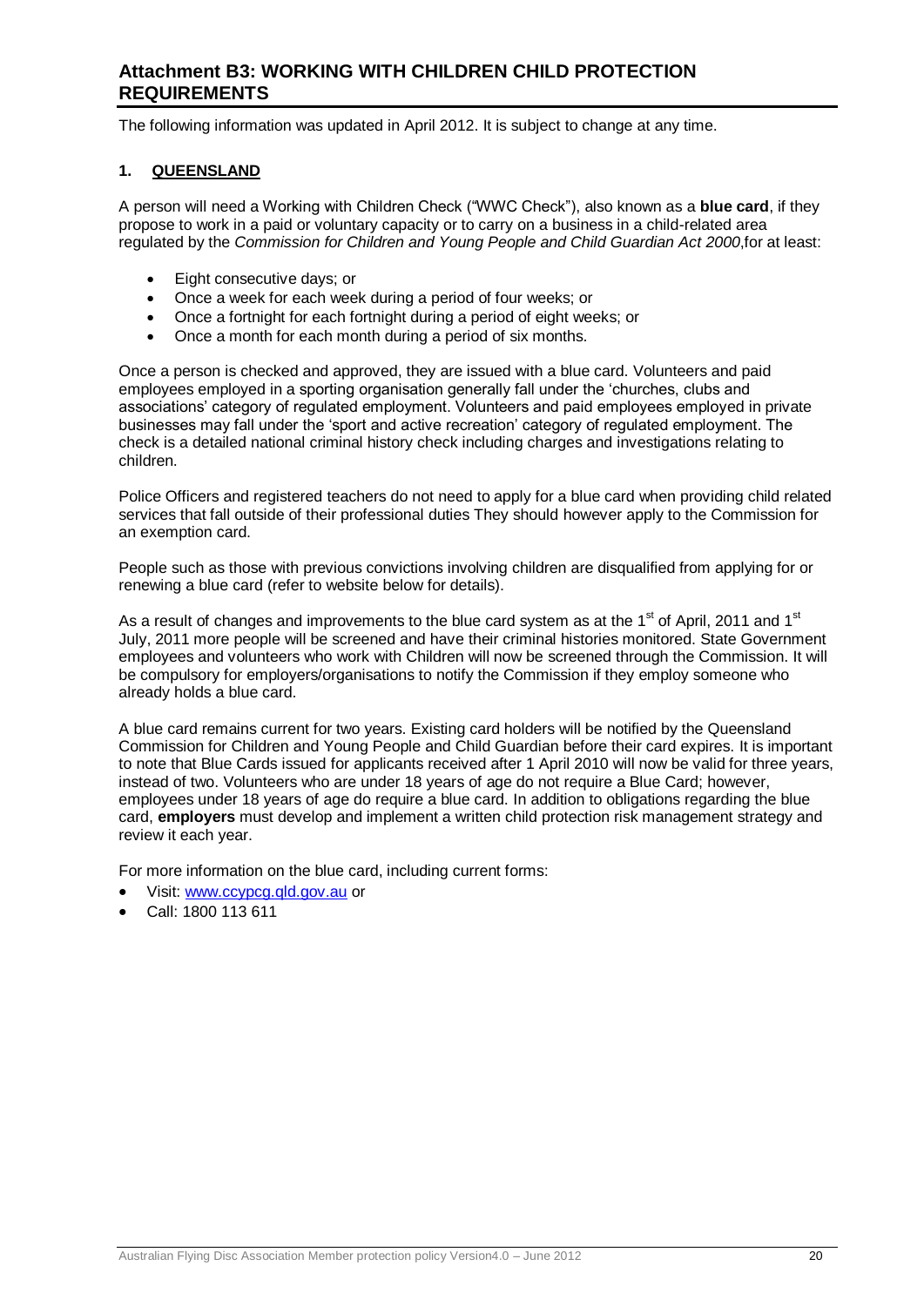## Attachment B3: WORKING WITH CHILDREN CHILD PROTECTION REQUIREMENTS

The following information was updated in April 2012. It is subject to change at any time.

### 1. QUEENSLAND

A person will need a Working with Children Check ("WWC Check"), also known as a **blue card**, if they propose to work in a paid or voluntary capacity or to carry on a business in a child-related area regulated by the *Commission for Children and Young People and Child Guardian Act 2000*,for at least:

- Eight consecutive days; or
- Once a week for each week during a period of four weeks; or
- Once a fortnight for each fortnight during a period of eight weeks; or
- Once a month for each month during a period of six months.

Once a person is checked and approved, they are issued with a blue card. Volunteers and paid employees employed in a sporting organisation generally fall under the 'churches, clubs and associations' category of regulated employment. Volunteers and paid employees employed in private businesses may fall under the 'sport and active recreation' category of regulated employment. The check is a detailed national criminal history check including charges and investigations relating to children.

Police Officers and registered teachers do not need to apply for a blue card when providing child related services that fall outside of their professional duties They should however apply to the Commission for an exemption card.

People such as those with previous convictions involving children are disqualified from applying for or renewing a blue card (refer to website below for details).

As a result of changes and improvements to the blue card system as at the 1st of April, 2011 and 1st July, 2011 more people will be screened and have their criminal histories monitored. State Government employees and volunteers who work with Children will now be screened through the Commission. It will be compulsory for employers/organisations to notify the Commission if they employ someone who already holds a blue card.

A blue card remains current for two years. Existing card holders will be notified by the Queensland Commission for Children and Young People and Child Guardian before their card expires. It is important to note that Blue Cards issued for applicants received after 1 April 2010 will now be valid for three years, instead of two. Volunteers who are under 18 years of age do not require a Blue Card; however, employees under 18 years of age do require a blue card. In addition to obligations regarding the blue card, **employers** must develop and implement a written child protection risk management strategy and review it each year.

For more information on the blue card, including current forms:

- Visit: [www.ccypcg.qld.gov.au](http://www.ccypcg.qld.gov.au) or
- Call: 1800 113 611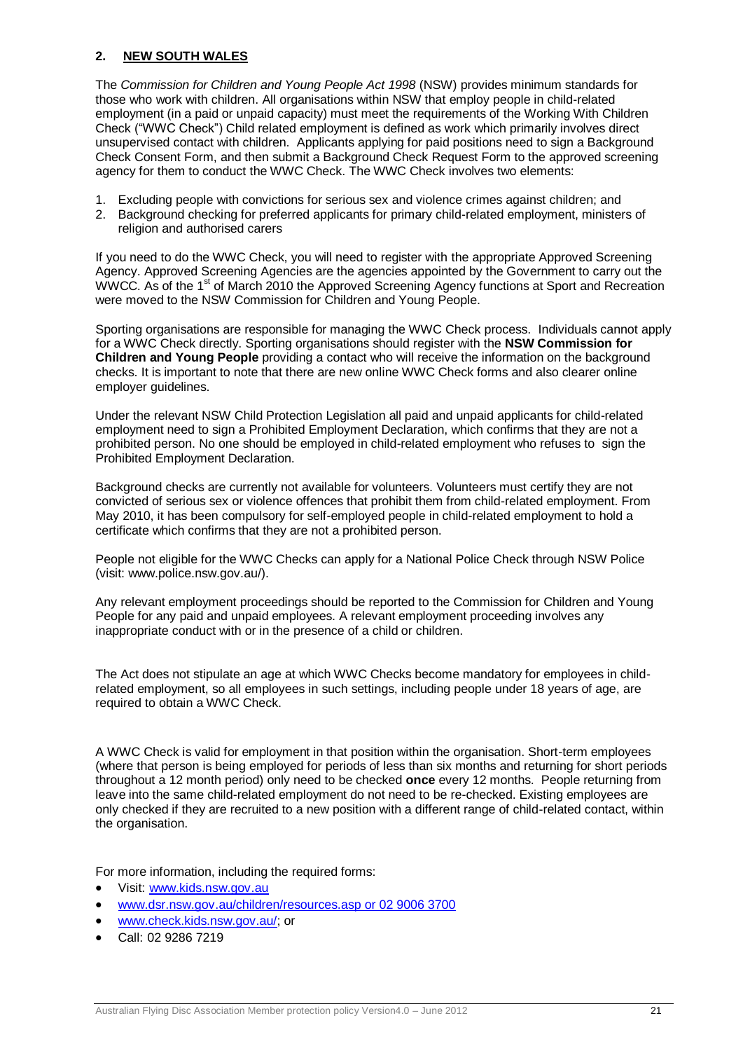## 2. NEW SOUTH WALES

The *Commission for Children and Young People Act 1998* (NSW) provides minimum standards for those who work with children. All organisations within NSW that employ people in child-related employment (in a paid or unpaid capacity) must meet the requirements of the Working With Children Check ("WWC Check") Child related employment is defined as work which primarily involves direct unsupervised contact with children. Applicants applying for paid positions need to sign a Background Check Consent Form, and then submit a Background Check Request Form to the approved screening agency for them to conduct the WWC Check. The WWC Check involves two elements:

1. Excluding people with convictions for serious sex and violence crimes against children; and
2. Background checking for preferred applicants for primary child-related employment, ministers of religion and authorised carers

If you need to do the WWC Check, you will need to register with the appropriate Approved Screening Agency. Approved Screening Agencies are the agencies appointed by the Government to carry out the WWCC. As of the 1st of March 2010 the Approved Screening Agency functions at Sport and Recreation were moved to the NSW Commission for Children and Young People.

Sporting organisations are responsible for managing the WWC Check process. Individuals cannot apply for a WWC Check directly. Sporting organisations should register with the **NSW Commission for Children and Young People** providing a contact who will receive the information on the background checks. It is important to note that there are new online WWC Check forms and also clearer online employer guidelines.

Under the relevant NSW Child Protection Legislation all paid and unpaid applicants for child-related employment need to sign a Prohibited Employment Declaration, which confirms that they are not a prohibited person. No one should be employed in child-related employment who refuses to sign the Prohibited Employment Declaration.

Background checks are currently not available for volunteers. Volunteers must certify they are not convicted of serious sex or violence offences that prohibit them from child-related employment. From May 2010, it has been compulsory for self-employed people in child-related employment to hold a certificate which confirms that they are not a prohibited person.

People not eligible for the WWC Checks can apply for a National Police Check through NSW Police (visit: www.police.nsw.gov.au/).

Any relevant employment proceedings should be reported to the Commission for Children and Young People for any paid and unpaid employees. A relevant employment proceeding involves any inappropriate conduct with or in the presence of a child or children.

The Act does not stipulate an age at which WWC Checks become mandatory for employees in child-related employment, so all employees in such settings, including people under 18 years of age, are required to obtain a WWC Check.

A WWC Check is valid for employment in that position within the organisation. Short-term employees (where that person is being employed for periods of less than six months and returning for short periods throughout a 12 month period) only need to be checked **once** every 12 months. People returning from leave into the same child-related employment do not need to be re-checked. Existing employees are only checked if they are recruited to a new position with a different range of child-related contact, within the organisation.

For more information, including the required forms:

- Visit: www.kids.nsw.gov.au
- www.dsr.nsw.gov.au/children/resources.asp or 02 9006 3700
- www.check.kids.nsw.gov.au/; or
- Call: 02 9286 7219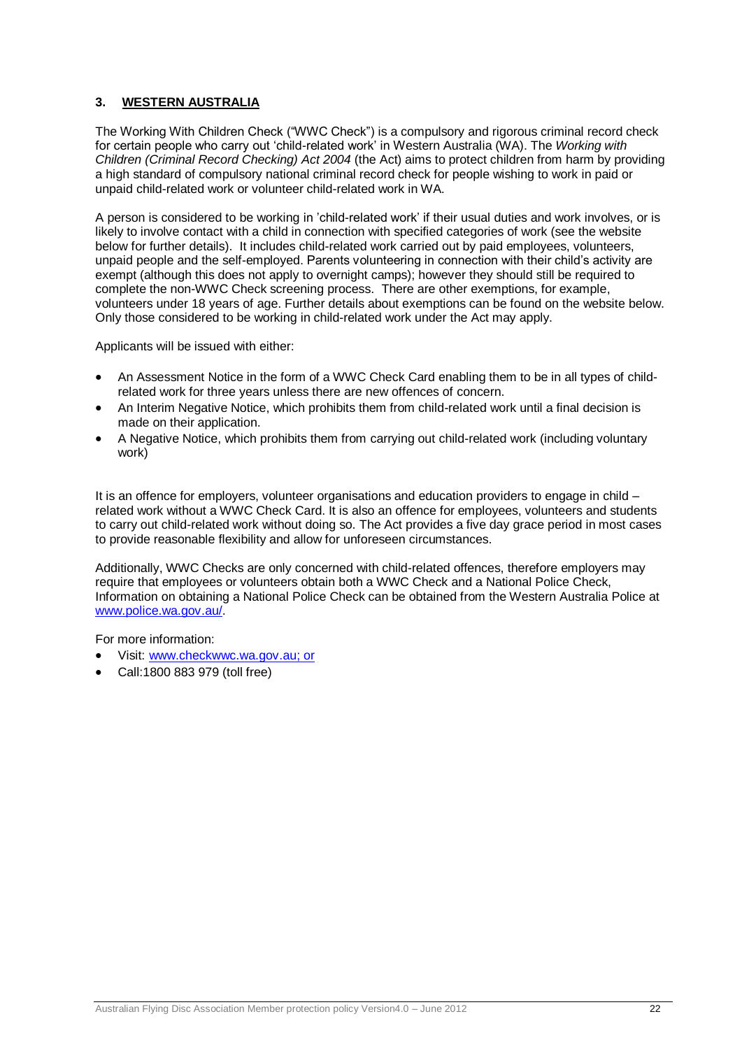## 3. WESTERN AUSTRALIA

The Working With Children Check ("WWC Check") is a compulsory and rigorous criminal record check for certain people who carry out 'child-related work' in Western Australia (WA). The *Working with Children (Criminal Record Checking) Act 2004* (the Act) aims to protect children from harm by providing a high standard of compulsory national criminal record check for people wishing to work in paid or unpaid child-related work or volunteer child-related work in WA.

A person is considered to be working in 'child-related work' if their usual duties and work involves, or is likely to involve contact with a child in connection with specified categories of work (see the website below for further details). It includes child-related work carried out by paid employees, volunteers, unpaid people and the self-employed. Parents volunteering in connection with their child's activity are exempt (although this does not apply to overnight camps); however they should still be required to complete the non-WWC Check screening process. There are other exemptions, for example, volunteers under 18 years of age. Further details about exemptions can be found on the website below. Only those considered to be working in child-related work under the Act may apply.

Applicants will be issued with either:

- An Assessment Notice in the form of a WWC Check Card enabling them to be in all types of child-related work for three years unless there are new offences of concern.
- An Interim Negative Notice, which prohibits them from child-related work until a final decision is made on their application.
- A Negative Notice, which prohibits them from carrying out child-related work (including voluntary work)

It is an offence for employers, volunteer organisations and education providers to engage in child – related work without a WWC Check Card. It is also an offence for employees, volunteers and students to carry out child-related work without doing so. The Act provides a five day grace period in most cases to provide reasonable flexibility and allow for unforeseen circumstances.

Additionally, WWC Checks are only concerned with child-related offences, therefore employers may require that employees or volunteers obtain both a WWC Check and a National Police Check, Information on obtaining a National Police Check can be obtained from the Western Australia Police at www.police.wa.gov.au/.

For more information:

- Visit: www.checkwwc.wa.gov.au; or
- Call:1800 883 979 (toll free)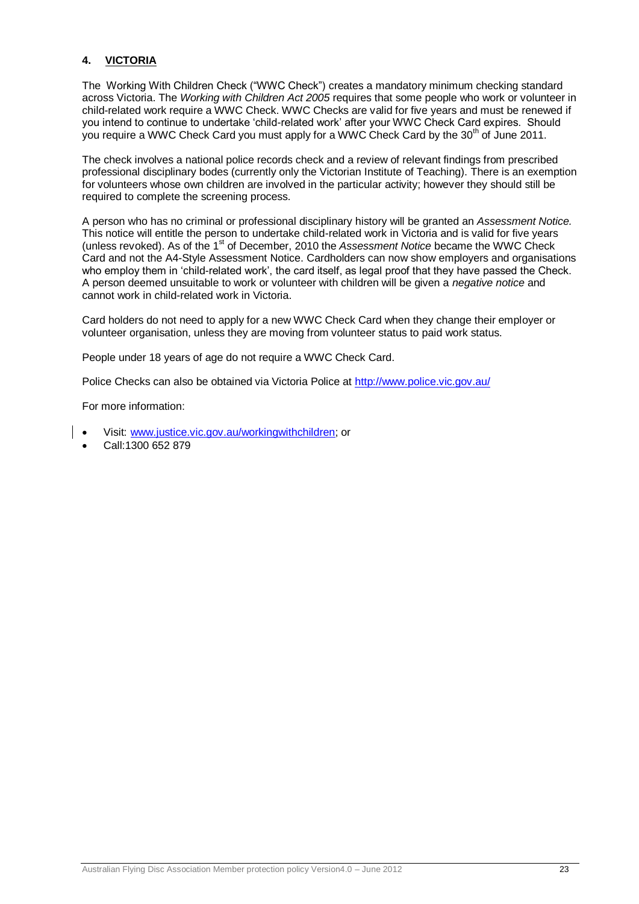## 4. VICTORIA

The Working With Children Check ("WWC Check") creates a mandatory minimum checking standard across Victoria. The *Working with Children Act 2005* requires that some people who work or volunteer in child-related work require a WWC Check. WWC Checks are valid for five years and must be renewed if you intend to continue to undertake 'child-related work' after your WWC Check Card expires. Should you require a WWC Check Card you must apply for a WWC Check Card by the 30th of June 2011.

The check involves a national police records check and a review of relevant findings from prescribed professional disciplinary bodes (currently only the Victorian Institute of Teaching). There is an exemption for volunteers whose own children are involved in the particular activity; however they should still be required to complete the screening process.

A person who has no criminal or professional disciplinary history will be granted an *Assessment Notice.* This notice will entitle the person to undertake child-related work in Victoria and is valid for five years (unless revoked). As of the 1st of December, 2010 the *Assessment Notice* became the WWC Check Card and not the A4-Style Assessment Notice. Cardholders can now show employers and organisations who employ them in 'child-related work', the card itself, as legal proof that they have passed the Check. A person deemed unsuitable to work or volunteer with children will be given a *negative notice* and cannot work in child-related work in Victoria.

Card holders do not need to apply for a new WWC Check Card when they change their employer or volunteer organisation, unless they are moving from volunteer status to paid work status.

People under 18 years of age do not require a WWC Check Card.

Police Checks can also be obtained via Victoria Police at http://www.police.vic.gov.au/

For more information:

- Visit: www.justice.vic.gov.au/workingwithchildren; or
- Call:1300 652 879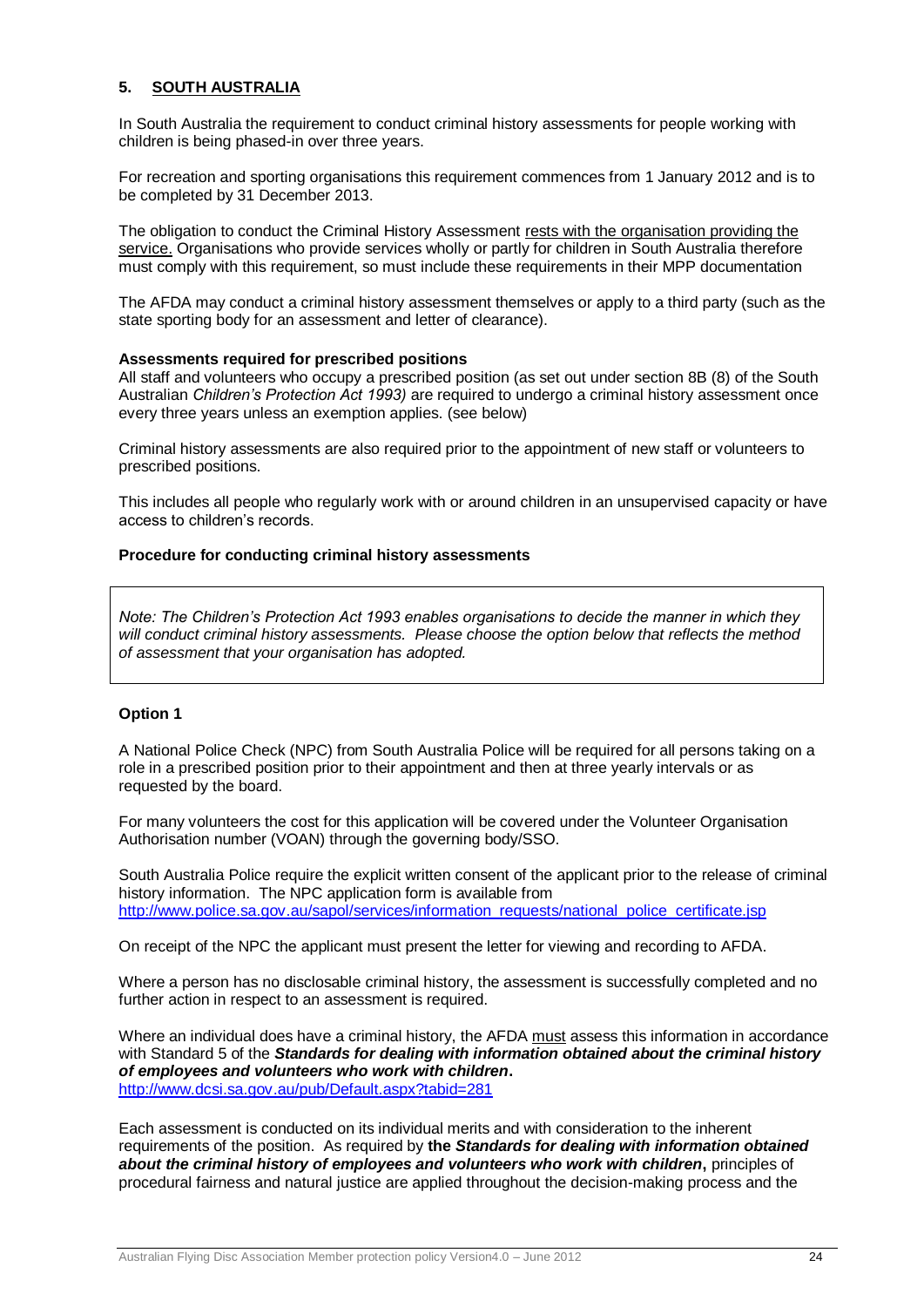## 5. SOUTH AUSTRALIA

In South Australia the requirement to conduct criminal history assessments for people working with children is being phased-in over three years.

For recreation and sporting organisations this requirement commences from 1 January 2012 and is to be completed by 31 December 2013.

The obligation to conduct the Criminal History Assessment rests with the organisation providing the service. Organisations who provide services wholly or partly for children in South Australia therefore must comply with this requirement, so must include these requirements in their MPP documentation

The AFDA may conduct a criminal history assessment themselves or apply to a third party (such as the state sporting body for an assessment and letter of clearance).

**Assessments required for prescribed positions**

All staff and volunteers who occupy a prescribed position (as set out under section 8B (8) of the South Australian *Children's Protection Act 1993)* are required to undergo a criminal history assessment once every three years unless an exemption applies. (see below)

Criminal history assessments are also required prior to the appointment of new staff or volunteers to prescribed positions.

This includes all people who regularly work with or around children in an unsupervised capacity or have access to children's records.

**Procedure for conducting criminal history assessments**

> *Note: The Children's Protection Act 1993 enables organisations to decide the manner in which they will conduct criminal history assessments. Please choose the option below that reflects the method of assessment that your organisation has adopted.*

**Option 1**

A National Police Check (NPC) from South Australia Police will be required for all persons taking on a role in a prescribed position prior to their appointment and then at three yearly intervals or as requested by the board.

For many volunteers the cost for this application will be covered under the Volunteer Organisation Authorisation number (VOAN) through the governing body/SSO.

South Australia Police require the explicit written consent of the applicant prior to the release of criminal history information. The NPC application form is available from http://www.police.sa.gov.au/sapol/services/information_requests/national_police_certificate.jsp

On receipt of the NPC the applicant must present the letter for viewing and recording to AFDA.

Where a person has no disclosable criminal history, the assessment is successfully completed and no further action in respect to an assessment is required.

Where an individual does have a criminal history, the AFDA must assess this information in accordance with Standard 5 of the ***Standards for dealing with information obtained about the criminal history of employees and volunteers who work with children*.** http://www.dcsi.sa.gov.au/pub/Default.aspx?tabid=281

Each assessment is conducted on its individual merits and with consideration to the inherent requirements of the position. As required by **the *Standards for dealing with information obtained about the criminal history of employees and volunteers who work with children*,** principles of procedural fairness and natural justice are applied throughout the decision-making process and the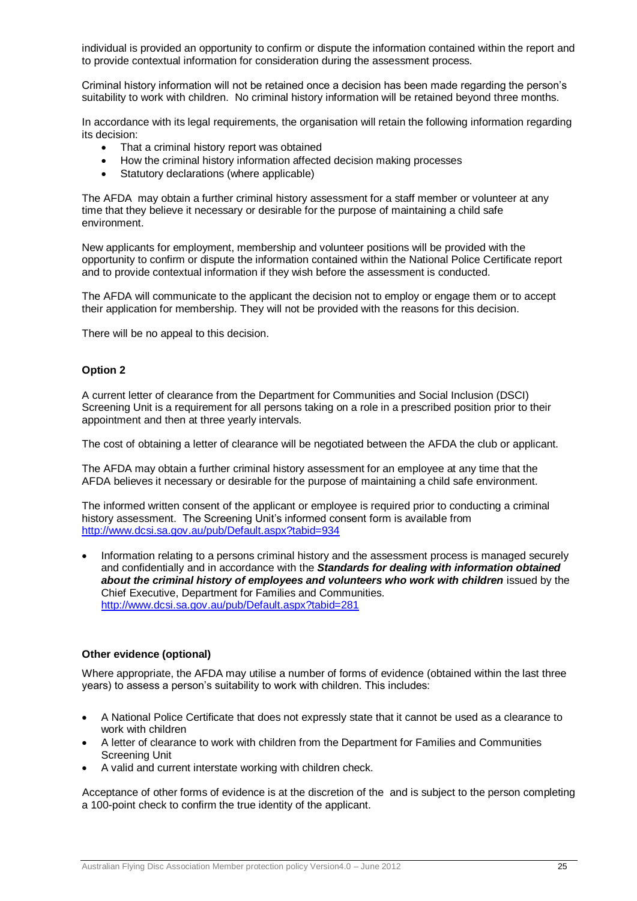individual is provided an opportunity to confirm or dispute the information contained within the report and to provide contextual information for consideration during the assessment process.

Criminal history information will not be retained once a decision has been made regarding the person's suitability to work with children. No criminal history information will be retained beyond three months.

In accordance with its legal requirements, the organisation will retain the following information regarding its decision:

- That a criminal history report was obtained
- How the criminal history information affected decision making processes
- Statutory declarations (where applicable)

The AFDA may obtain a further criminal history assessment for a staff member or volunteer at any time that they believe it necessary or desirable for the purpose of maintaining a child safe environment.

New applicants for employment, membership and volunteer positions will be provided with the opportunity to confirm or dispute the information contained within the National Police Certificate report and to provide contextual information if they wish before the assessment is conducted.

The AFDA will communicate to the applicant the decision not to employ or engage them or to accept their application for membership. They will not be provided with the reasons for this decision.

There will be no appeal to this decision.

**Option 2**

A current letter of clearance from the Department for Communities and Social Inclusion (DSCI) Screening Unit is a requirement for all persons taking on a role in a prescribed position prior to their appointment and then at three yearly intervals.

The cost of obtaining a letter of clearance will be negotiated between the AFDA the club or applicant.

The AFDA may obtain a further criminal history assessment for an employee at any time that the AFDA believes it necessary or desirable for the purpose of maintaining a child safe environment.

The informed written consent of the applicant or employee is required prior to conducting a criminal history assessment. The Screening Unit's informed consent form is available from http://www.dcsi.sa.gov.au/pub/Default.aspx?tabid=934

- Information relating to a persons criminal history and the assessment process is managed securely and confidentially and in accordance with the ***Standards for dealing with information obtained about the criminal history of employees and volunteers who work with children*** issued by the Chief Executive, Department for Families and Communities. http://www.dcsi.sa.gov.au/pub/Default.aspx?tabid=281

**Other evidence (optional)**

Where appropriate, the AFDA may utilise a number of forms of evidence (obtained within the last three years) to assess a person's suitability to work with children. This includes:

- A National Police Certificate that does not expressly state that it cannot be used as a clearance to work with children
- A letter of clearance to work with children from the Department for Families and Communities Screening Unit
- A valid and current interstate working with children check.

Acceptance of other forms of evidence is at the discretion of the and is subject to the person completing a 100-point check to confirm the true identity of the applicant.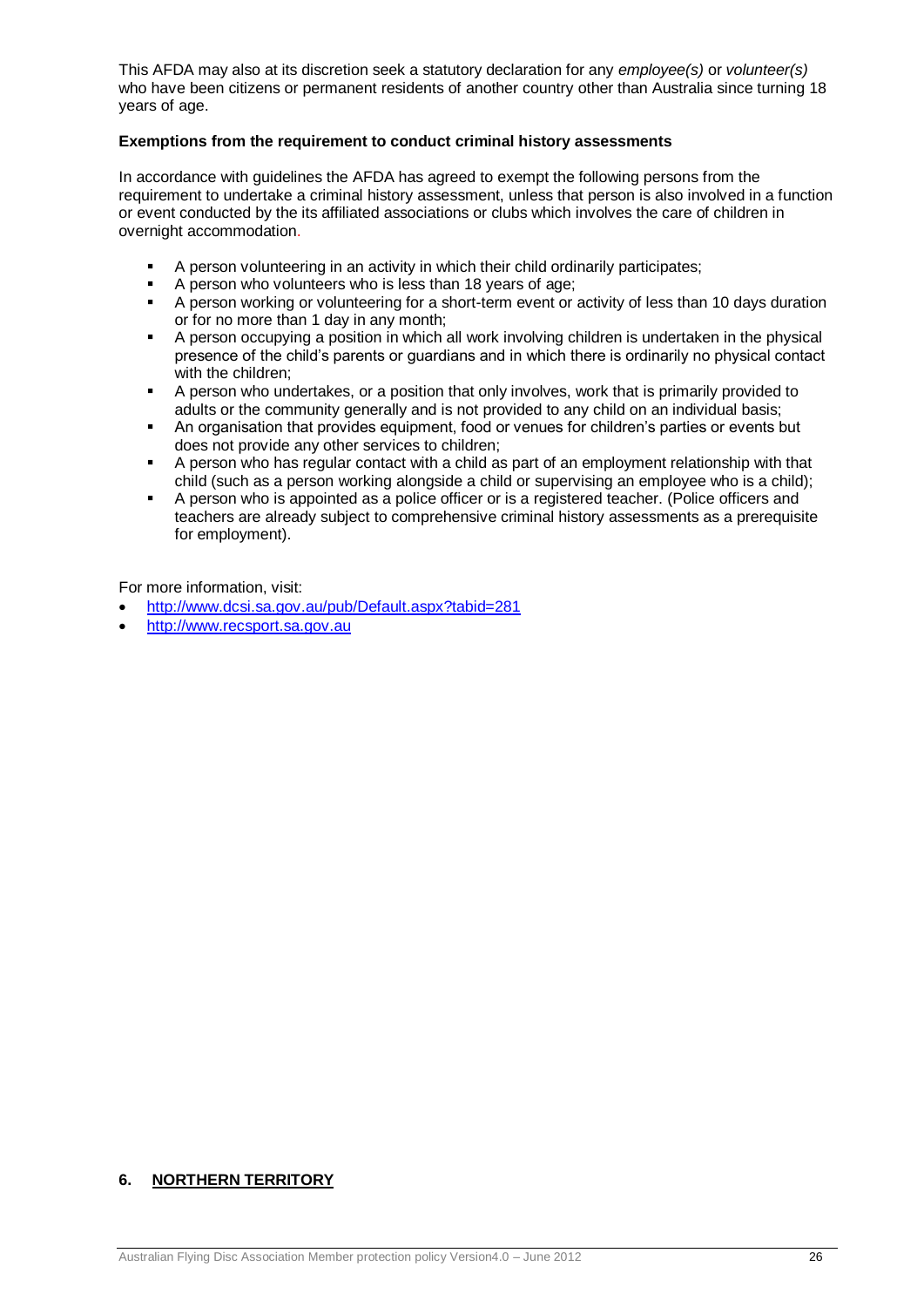This AFDA may also at its discretion seek a statutory declaration for any *employee(s)* or *volunteer(s)* who have been citizens or permanent residents of another country other than Australia since turning 18 years of age.

**Exemptions from the requirement to conduct criminal history assessments**

In accordance with guidelines the AFDA has agreed to exempt the following persons from the requirement to undertake a criminal history assessment, unless that person is also involved in a function or event conducted by the its affiliated associations or clubs which involves the care of children in overnight accommodation.

- A person volunteering in an activity in which their child ordinarily participates;
- A person who volunteers who is less than 18 years of age;
- A person working or volunteering for a short-term event or activity of less than 10 days duration or for no more than 1 day in any month;
- A person occupying a position in which all work involving children is undertaken in the physical presence of the child's parents or guardians and in which there is ordinarily no physical contact with the children;
- A person who undertakes, or a position that only involves, work that is primarily provided to adults or the community generally and is not provided to any child on an individual basis;
- An organisation that provides equipment, food or venues for children's parties or events but does not provide any other services to children;
- A person who has regular contact with a child as part of an employment relationship with that child (such as a person working alongside a child or supervising an employee who is a child);
- A person who is appointed as a police officer or is a registered teacher. (Police officers and teachers are already subject to comprehensive criminal history assessments as a prerequisite for employment).

For more information, visit:

- http://www.dcsi.sa.gov.au/pub/Default.aspx?tabid=281
- http://www.recsport.sa.gov.au

## 6. NORTHERN TERRITORY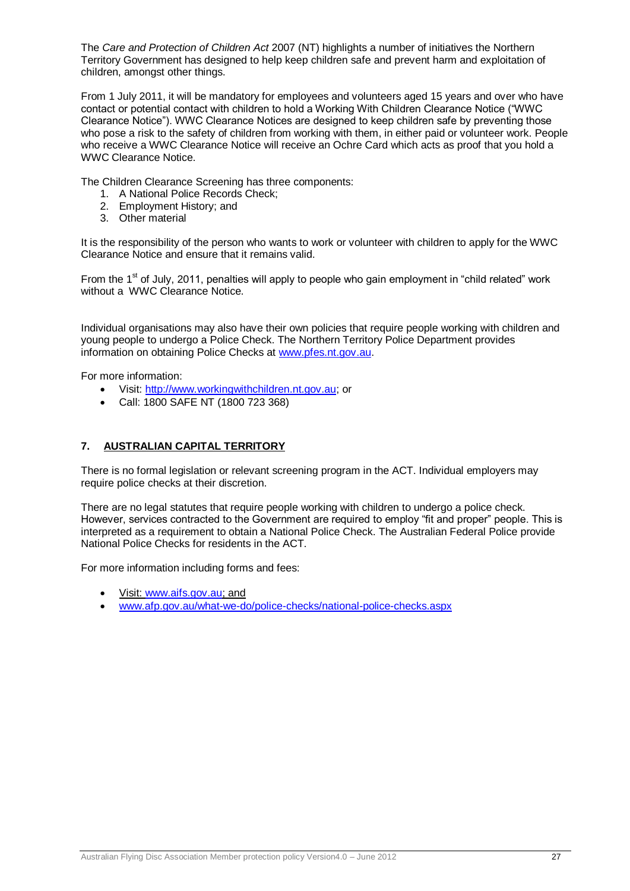The *Care and Protection of Children Act* 2007 (NT) highlights a number of initiatives the Northern Territory Government has designed to help keep children safe and prevent harm and exploitation of children, amongst other things.

From 1 July 2011, it will be mandatory for employees and volunteers aged 15 years and over who have contact or potential contact with children to hold a Working With Children Clearance Notice ("WWC Clearance Notice"). WWC Clearance Notices are designed to keep children safe by preventing those who pose a risk to the safety of children from working with them, in either paid or volunteer work. People who receive a WWC Clearance Notice will receive an Ochre Card which acts as proof that you hold a WWC Clearance Notice.

The Children Clearance Screening has three components:

1. A National Police Records Check;
2. Employment History; and
3. Other material

It is the responsibility of the person who wants to work or volunteer with children to apply for the WWC Clearance Notice and ensure that it remains valid.

From the 1st of July, 2011, penalties will apply to people who gain employment in "child related" work without a WWC Clearance Notice.

Individual organisations may also have their own policies that require people working with children and young people to undergo a Police Check. The Northern Territory Police Department provides information on obtaining Police Checks at www.pfes.nt.gov.au.

For more information:

- Visit: http://www.workingwithchildren.nt.gov.au; or
- Call: 1800 SAFE NT (1800 723 368)

## 7. AUSTRALIAN CAPITAL TERRITORY

There is no formal legislation or relevant screening program in the ACT. Individual employers may require police checks at their discretion.

There are no legal statutes that require people working with children to undergo a police check. However, services contracted to the Government are required to employ "fit and proper" people. This is interpreted as a requirement to obtain a National Police Check. The Australian Federal Police provide National Police Checks for residents in the ACT.

For more information including forms and fees:

- Visit: www.aifs.gov.au; and
- www.afp.gov.au/what-we-do/police-checks/national-police-checks.aspx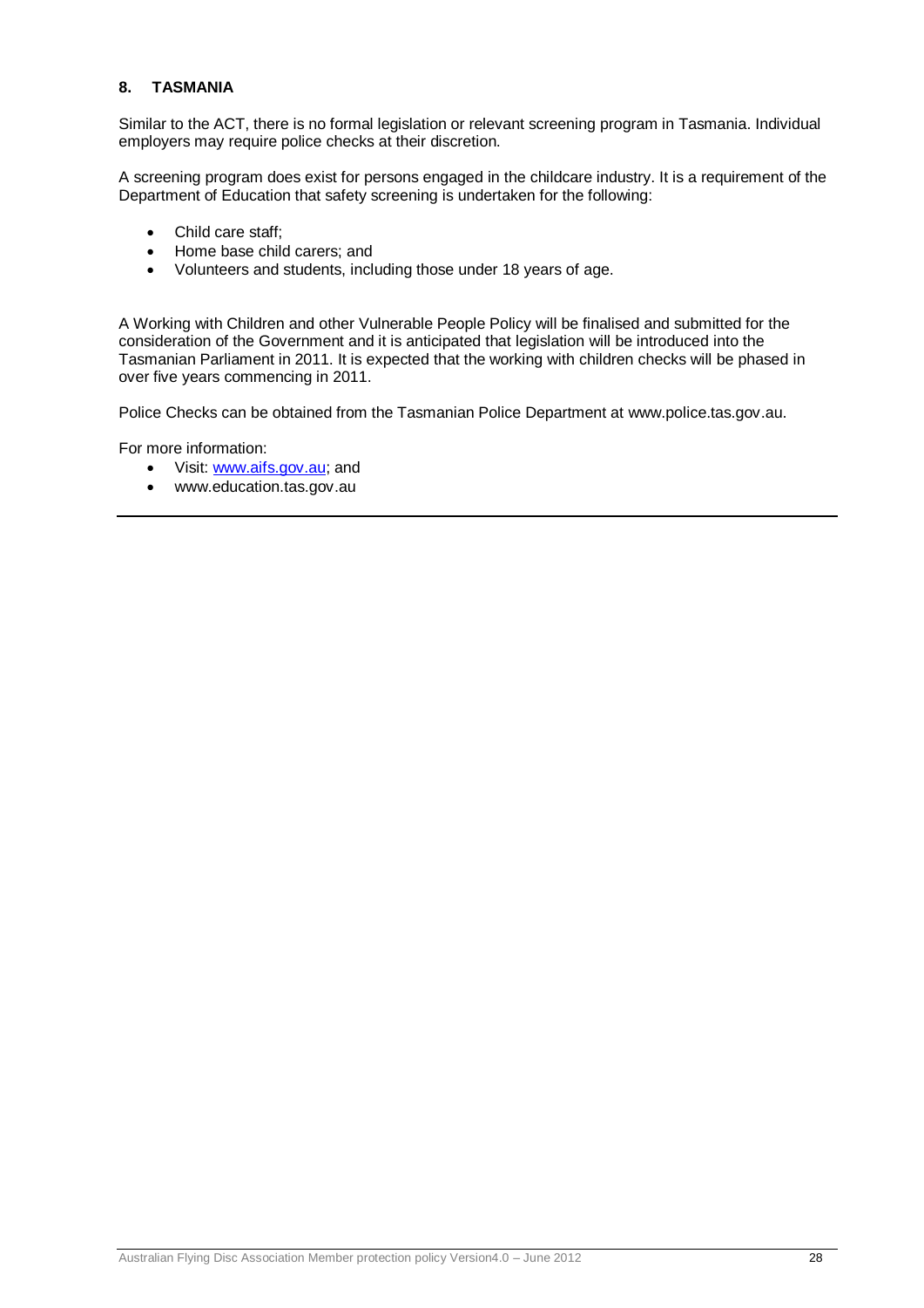## 8. TASMANIA

Similar to the ACT, there is no formal legislation or relevant screening program in Tasmania. Individual employers may require police checks at their discretion.

A screening program does exist for persons engaged in the childcare industry. It is a requirement of the Department of Education that safety screening is undertaken for the following:

- Child care staff;
- Home base child carers; and
- Volunteers and students, including those under 18 years of age.

A Working with Children and other Vulnerable People Policy will be finalised and submitted for the consideration of the Government and it is anticipated that legislation will be introduced into the Tasmanian Parliament in 2011. It is expected that the working with children checks will be phased in over five years commencing in 2011.

Police Checks can be obtained from the Tasmanian Police Department at www.police.tas.gov.au.

For more information:

- Visit: www.aifs.gov.au; and
- www.education.tas.gov.au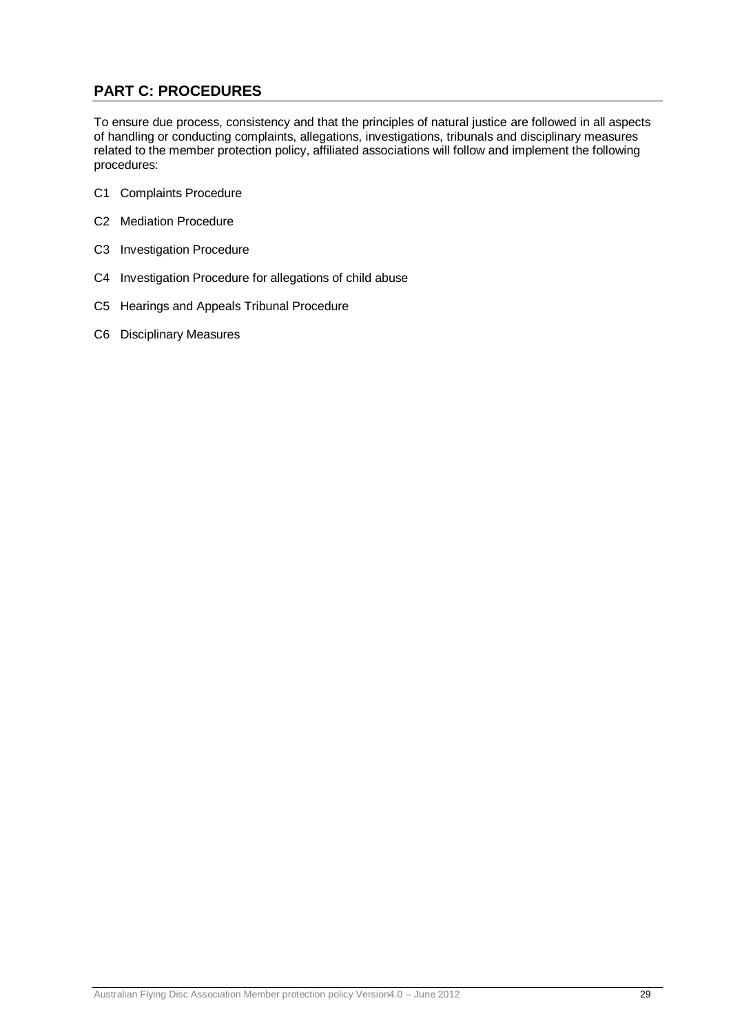## PART C: PROCEDURES

To ensure due process, consistency and that the principles of natural justice are followed in all aspects of handling or conducting complaints, allegations, investigations, tribunals and disciplinary measures related to the member protection policy, affiliated associations will follow and implement the following procedures:

C1 Complaints Procedure

C2 Mediation Procedure

C3 Investigation Procedure

C4 Investigation Procedure for allegations of child abuse

C5 Hearings and Appeals Tribunal Procedure

C6 Disciplinary Measures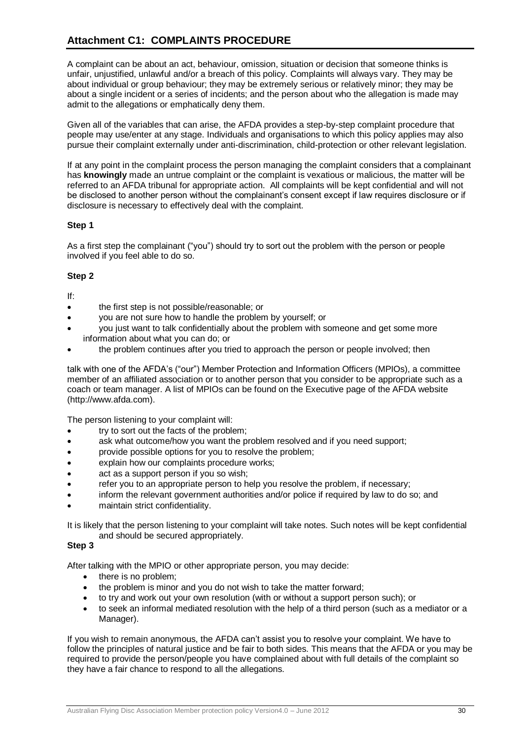## Attachment C1: COMPLAINTS PROCEDURE

A complaint can be about an act, behaviour, omission, situation or decision that someone thinks is unfair, unjustified, unlawful and/or a breach of this policy. Complaints will always vary. They may be about individual or group behaviour; they may be extremely serious or relatively minor; they may be about a single incident or a series of incidents; and the person about who the allegation is made may admit to the allegations or emphatically deny them.

Given all of the variables that can arise, the AFDA provides a step-by-step complaint procedure that people may use/enter at any stage. Individuals and organisations to which this policy applies may also pursue their complaint externally under anti-discrimination, child-protection or other relevant legislation.

If at any point in the complaint process the person managing the complaint considers that a complainant has **knowingly** made an untrue complaint or the complaint is vexatious or malicious, the matter will be referred to an AFDA tribunal for appropriate action. All complaints will be kept confidential and will not be disclosed to another person without the complainant's consent except if law requires disclosure or if disclosure is necessary to effectively deal with the complaint.

**Step 1**

As a first step the complainant ("you") should try to sort out the problem with the person or people involved if you feel able to do so.

**Step 2**

If:

- the first step is not possible/reasonable; or
- you are not sure how to handle the problem by yourself; or
- you just want to talk confidentially about the problem with someone and get some more information about what you can do; or
- the problem continues after you tried to approach the person or people involved; then

talk with one of the AFDA's ("our") Member Protection and Information Officers (MPIOs), a committee member of an affiliated association or to another person that you consider to be appropriate such as a coach or team manager. A list of MPIOs can be found on the Executive page of the AFDA website (http://www.afda.com).

The person listening to your complaint will:

- try to sort out the facts of the problem;
- ask what outcome/how you want the problem resolved and if you need support;
- provide possible options for you to resolve the problem;
- explain how our complaints procedure works;
- act as a support person if you so wish;
- refer you to an appropriate person to help you resolve the problem, if necessary;
- inform the relevant government authorities and/or police if required by law to do so; and
- maintain strict confidentiality.

It is likely that the person listening to your complaint will take notes. Such notes will be kept confidential and should be secured appropriately.

**Step 3**

After talking with the MPIO or other appropriate person, you may decide:

- there is no problem;
- the problem is minor and you do not wish to take the matter forward;
- to try and work out your own resolution (with or without a support person such); or
- to seek an informal mediated resolution with the help of a third person (such as a mediator or a Manager).

If you wish to remain anonymous, the AFDA can't assist you to resolve your complaint. We have to follow the principles of natural justice and be fair to both sides. This means that the AFDA or you may be required to provide the person/people you have complained about with full details of the complaint so they have a fair chance to respond to all the allegations.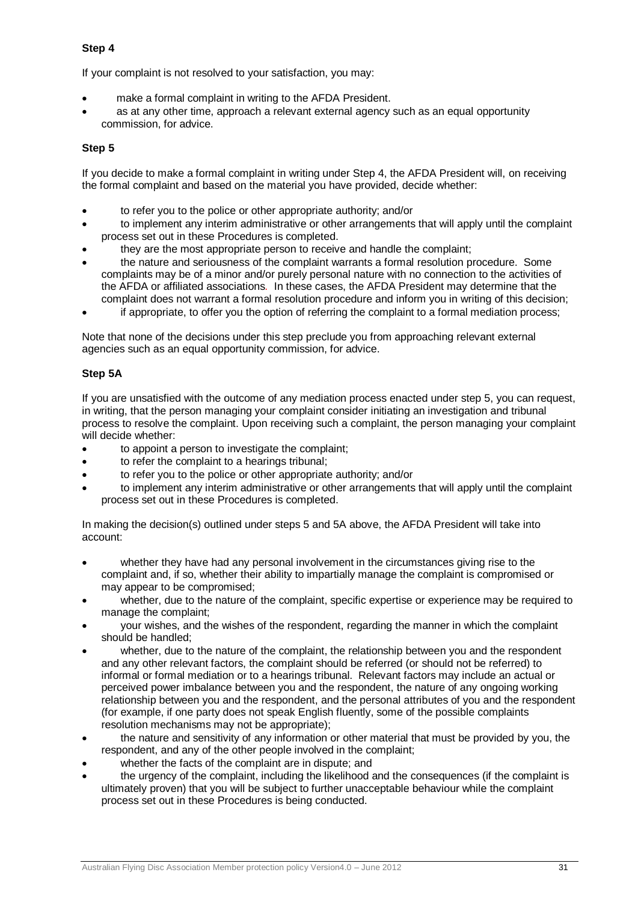### Step 4

If your complaint is not resolved to your satisfaction, you may:

- make a formal complaint in writing to the AFDA President.
- as at any other time, approach a relevant external agency such as an equal opportunity commission, for advice.

### Step 5

If you decide to make a formal complaint in writing under Step 4, the AFDA President will, on receiving the formal complaint and based on the material you have provided, decide whether:

- to refer you to the police or other appropriate authority; and/or
- to implement any interim administrative or other arrangements that will apply until the complaint process set out in these Procedures is completed.
- they are the most appropriate person to receive and handle the complaint;
- the nature and seriousness of the complaint warrants a formal resolution procedure. Some complaints may be of a minor and/or purely personal nature with no connection to the activities of the AFDA or affiliated associations. In these cases, the AFDA President may determine that the complaint does not warrant a formal resolution procedure and inform you in writing of this decision;
- if appropriate, to offer you the option of referring the complaint to a formal mediation process;

Note that none of the decisions under this step preclude you from approaching relevant external agencies such as an equal opportunity commission, for advice.

### Step 5A

If you are unsatisfied with the outcome of any mediation process enacted under step 5, you can request, in writing, that the person managing your complaint consider initiating an investigation and tribunal process to resolve the complaint. Upon receiving such a complaint, the person managing your complaint will decide whether:

- to appoint a person to investigate the complaint;
- to refer the complaint to a hearings tribunal;
- to refer you to the police or other appropriate authority; and/or
- to implement any interim administrative or other arrangements that will apply until the complaint process set out in these Procedures is completed.

In making the decision(s) outlined under steps 5 and 5A above, the AFDA President will take into account:

- whether they have had any personal involvement in the circumstances giving rise to the complaint and, if so, whether their ability to impartially manage the complaint is compromised or may appear to be compromised;
- whether, due to the nature of the complaint, specific expertise or experience may be required to manage the complaint;
- your wishes, and the wishes of the respondent, regarding the manner in which the complaint should be handled;
- whether, due to the nature of the complaint, the relationship between you and the respondent and any other relevant factors, the complaint should be referred (or should not be referred) to informal or formal mediation or to a hearings tribunal. Relevant factors may include an actual or perceived power imbalance between you and the respondent, the nature of any ongoing working relationship between you and the respondent, and the personal attributes of you and the respondent (for example, if one party does not speak English fluently, some of the possible complaints resolution mechanisms may not be appropriate);
- the nature and sensitivity of any information or other material that must be provided by you, the respondent, and any of the other people involved in the complaint;
- whether the facts of the complaint are in dispute; and
- the urgency of the complaint, including the likelihood and the consequences (if the complaint is ultimately proven) that you will be subject to further unacceptable behaviour while the complaint process set out in these Procedures is being conducted.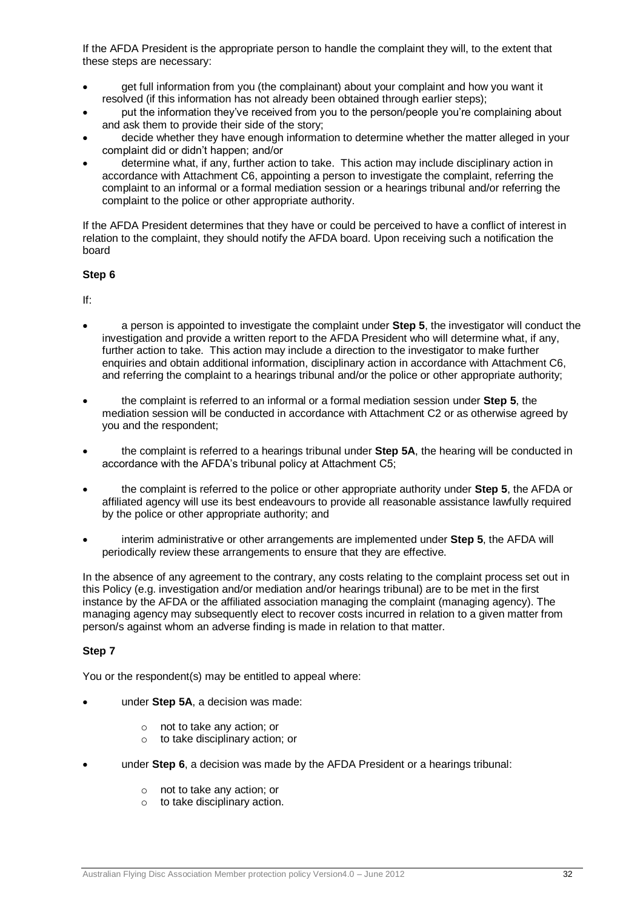If the AFDA President is the appropriate person to handle the complaint they will, to the extent that these steps are necessary:

- get full information from you (the complainant) about your complaint and how you want it resolved (if this information has not already been obtained through earlier steps);
- put the information they've received from you to the person/people you're complaining about and ask them to provide their side of the story;
- decide whether they have enough information to determine whether the matter alleged in your complaint did or didn't happen; and/or
- determine what, if any, further action to take. This action may include disciplinary action in accordance with Attachment C6, appointing a person to investigate the complaint, referring the complaint to an informal or a formal mediation session or a hearings tribunal and/or referring the complaint to the police or other appropriate authority.

If the AFDA President determines that they have or could be perceived to have a conflict of interest in relation to the complaint, they should notify the AFDA board. Upon receiving such a notification the board

**Step 6**

If:

- a person is appointed to investigate the complaint under **Step 5**, the investigator will conduct the investigation and provide a written report to the AFDA President who will determine what, if any, further action to take. This action may include a direction to the investigator to make further enquiries and obtain additional information, disciplinary action in accordance with Attachment C6, and referring the complaint to a hearings tribunal and/or the police or other appropriate authority;

- the complaint is referred to an informal or a formal mediation session under **Step 5**, the mediation session will be conducted in accordance with Attachment C2 or as otherwise agreed by you and the respondent;

- the complaint is referred to a hearings tribunal under **Step 5A**, the hearing will be conducted in accordance with the AFDA's tribunal policy at Attachment C5;

- the complaint is referred to the police or other appropriate authority under **Step 5**, the AFDA or affiliated agency will use its best endeavours to provide all reasonable assistance lawfully required by the police or other appropriate authority; and

- interim administrative or other arrangements are implemented under **Step 5**, the AFDA will periodically review these arrangements to ensure that they are effective.

In the absence of any agreement to the contrary, any costs relating to the complaint process set out in this Policy (e.g. investigation and/or mediation and/or hearings tribunal) are to be met in the first instance by the AFDA or the affiliated association managing the complaint (managing agency). The managing agency may subsequently elect to recover costs incurred in relation to a given matter from person/s against whom an adverse finding is made in relation to that matter.

**Step 7**

You or the respondent(s) may be entitled to appeal where:

- under **Step 5A**, a decision was made:
  - not to take any action; or
  - to take disciplinary action; or

- under **Step 6**, a decision was made by the AFDA President or a hearings tribunal:
  - not to take any action; or
  - to take disciplinary action.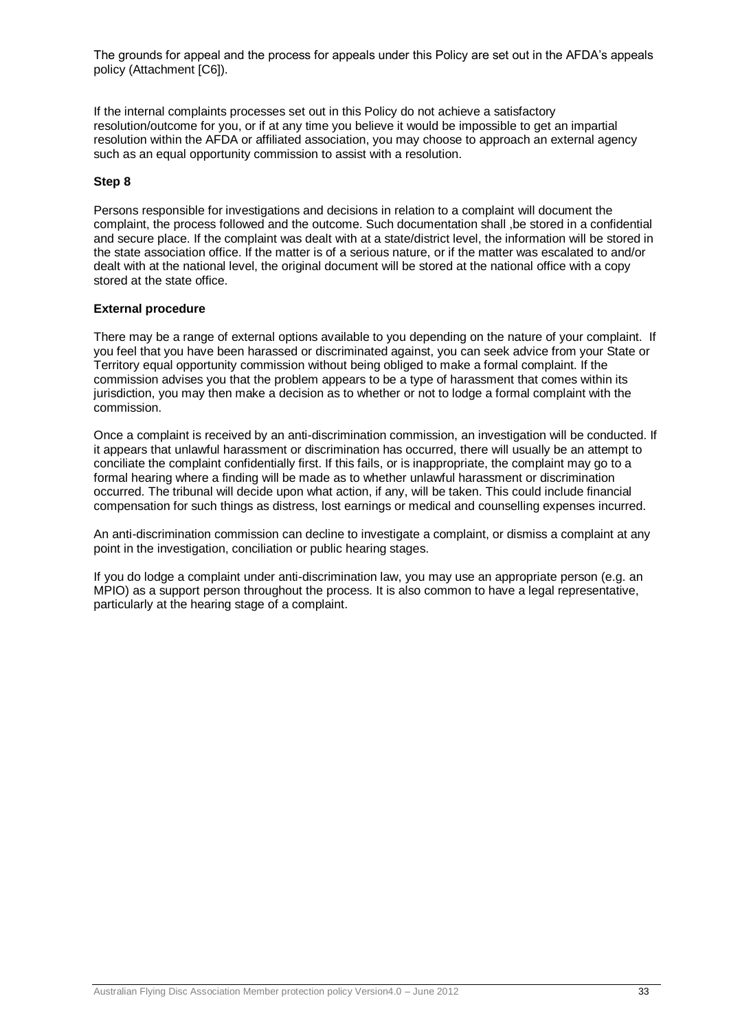The grounds for appeal and the process for appeals under this Policy are set out in the AFDA's appeals policy (Attachment [C6]).

If the internal complaints processes set out in this Policy do not achieve a satisfactory resolution/outcome for you, or if at any time you believe it would be impossible to get an impartial resolution within the AFDA or affiliated association, you may choose to approach an external agency such as an equal opportunity commission to assist with a resolution.

**Step 8**

Persons responsible for investigations and decisions in relation to a complaint will document the complaint, the process followed and the outcome. Such documentation shall ,be stored in a confidential and secure place. If the complaint was dealt with at a state/district level, the information will be stored in the state association office. If the matter is of a serious nature, or if the matter was escalated to and/or dealt with at the national level, the original document will be stored at the national office with a copy stored at the state office.

**External procedure**

There may be a range of external options available to you depending on the nature of your complaint. If you feel that you have been harassed or discriminated against, you can seek advice from your State or Territory equal opportunity commission without being obliged to make a formal complaint. If the commission advises you that the problem appears to be a type of harassment that comes within its jurisdiction, you may then make a decision as to whether or not to lodge a formal complaint with the commission.

Once a complaint is received by an anti-discrimination commission, an investigation will be conducted. If it appears that unlawful harassment or discrimination has occurred, there will usually be an attempt to conciliate the complaint confidentially first. If this fails, or is inappropriate, the complaint may go to a formal hearing where a finding will be made as to whether unlawful harassment or discrimination occurred. The tribunal will decide upon what action, if any, will be taken. This could include financial compensation for such things as distress, lost earnings or medical and counselling expenses incurred.

An anti-discrimination commission can decline to investigate a complaint, or dismiss a complaint at any point in the investigation, conciliation or public hearing stages.

If you do lodge a complaint under anti-discrimination law, you may use an appropriate person (e.g. an MPIO) as a support person throughout the process. It is also common to have a legal representative, particularly at the hearing stage of a complaint.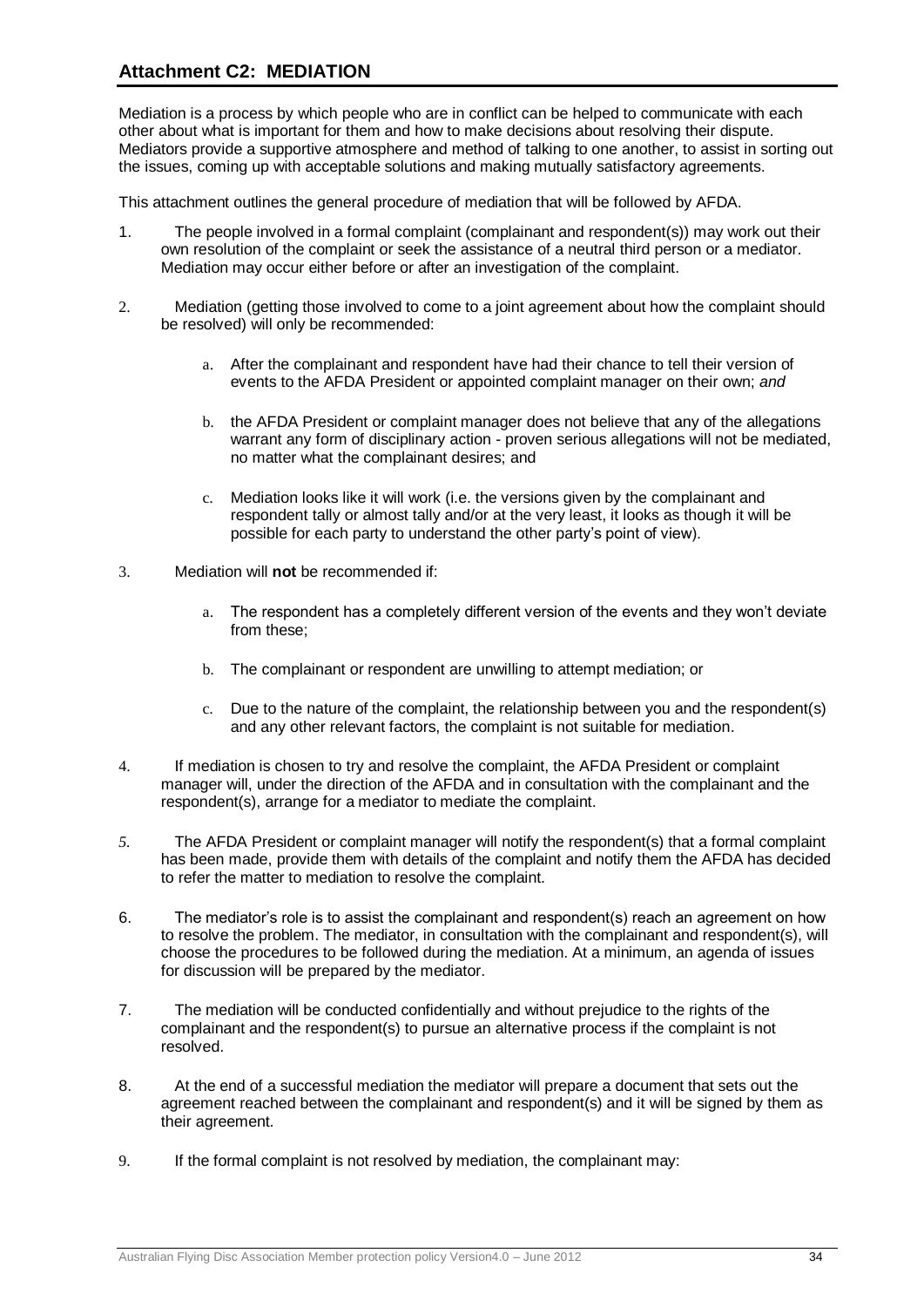## Attachment C2: MEDIATION

Mediation is a process by which people who are in conflict can be helped to communicate with each other about what is important for them and how to make decisions about resolving their dispute. Mediators provide a supportive atmosphere and method of talking to one another, to assist in sorting out the issues, coming up with acceptable solutions and making mutually satisfactory agreements.

This attachment outlines the general procedure of mediation that will be followed by AFDA.

1. The people involved in a formal complaint (complainant and respondent(s)) may work out their own resolution of the complaint or seek the assistance of a neutral third person or a mediator. Mediation may occur either before or after an investigation of the complaint.

2. Mediation (getting those involved to come to a joint agreement about how the complaint should be resolved) will only be recommended:

    a. After the complainant and respondent have had their chance to tell their version of events to the AFDA President or appointed complaint manager on their own; *and*

    b. the AFDA President or complaint manager does not believe that any of the allegations warrant any form of disciplinary action - proven serious allegations will not be mediated, no matter what the complainant desires; and

    c. Mediation looks like it will work (i.e. the versions given by the complainant and respondent tally or almost tally and/or at the very least, it looks as though it will be possible for each party to understand the other party's point of view).

3. Mediation will **not** be recommended if:

    a. The respondent has a completely different version of the events and they won't deviate from these;

    b. The complainant or respondent are unwilling to attempt mediation; or

    c. Due to the nature of the complaint, the relationship between you and the respondent(s) and any other relevant factors, the complaint is not suitable for mediation.

4. If mediation is chosen to try and resolve the complaint, the AFDA President or complaint manager will, under the direction of the AFDA and in consultation with the complainant and the respondent(s), arrange for a mediator to mediate the complaint.

5. The AFDA President or complaint manager will notify the respondent(s) that a formal complaint has been made, provide them with details of the complaint and notify them the AFDA has decided to refer the matter to mediation to resolve the complaint.

6. The mediator's role is to assist the complainant and respondent(s) reach an agreement on how to resolve the problem. The mediator, in consultation with the complainant and respondent(s), will choose the procedures to be followed during the mediation. At a minimum, an agenda of issues for discussion will be prepared by the mediator.

7. The mediation will be conducted confidentially and without prejudice to the rights of the complainant and the respondent(s) to pursue an alternative process if the complaint is not resolved.

8. At the end of a successful mediation the mediator will prepare a document that sets out the agreement reached between the complainant and respondent(s) and it will be signed by them as their agreement.

9. If the formal complaint is not resolved by mediation, the complainant may: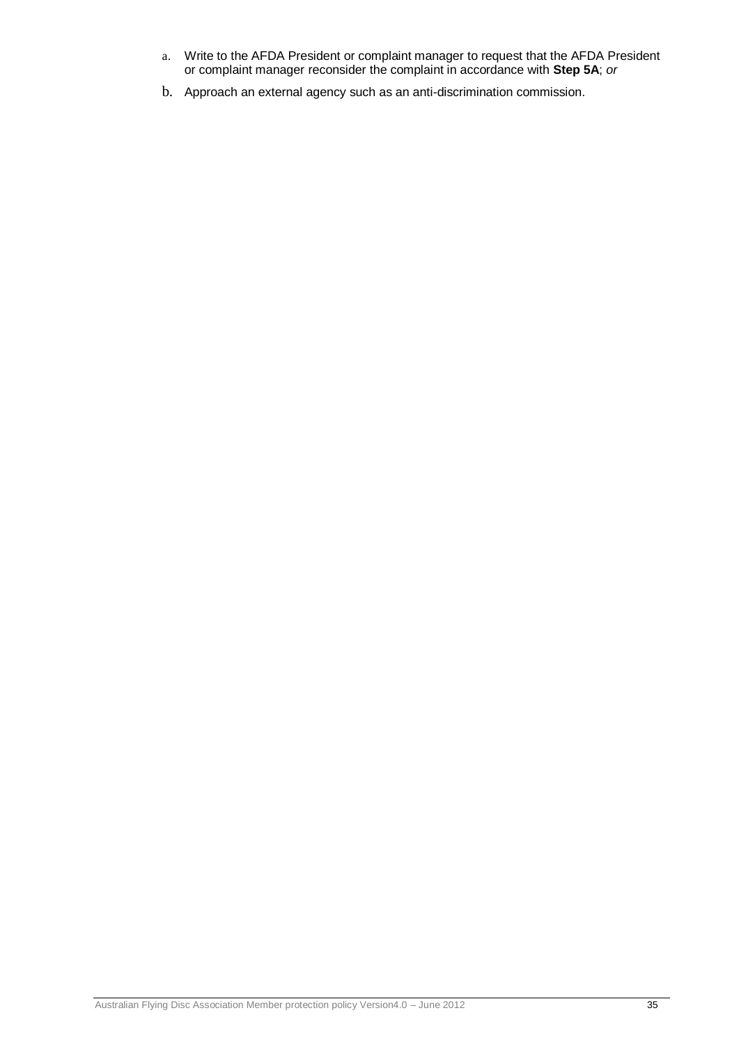a. Write to the AFDA President or complaint manager to request that the AFDA President or complaint manager reconsider the complaint in accordance with **Step 5A**; *or*

b. Approach an external agency such as an anti-discrimination commission.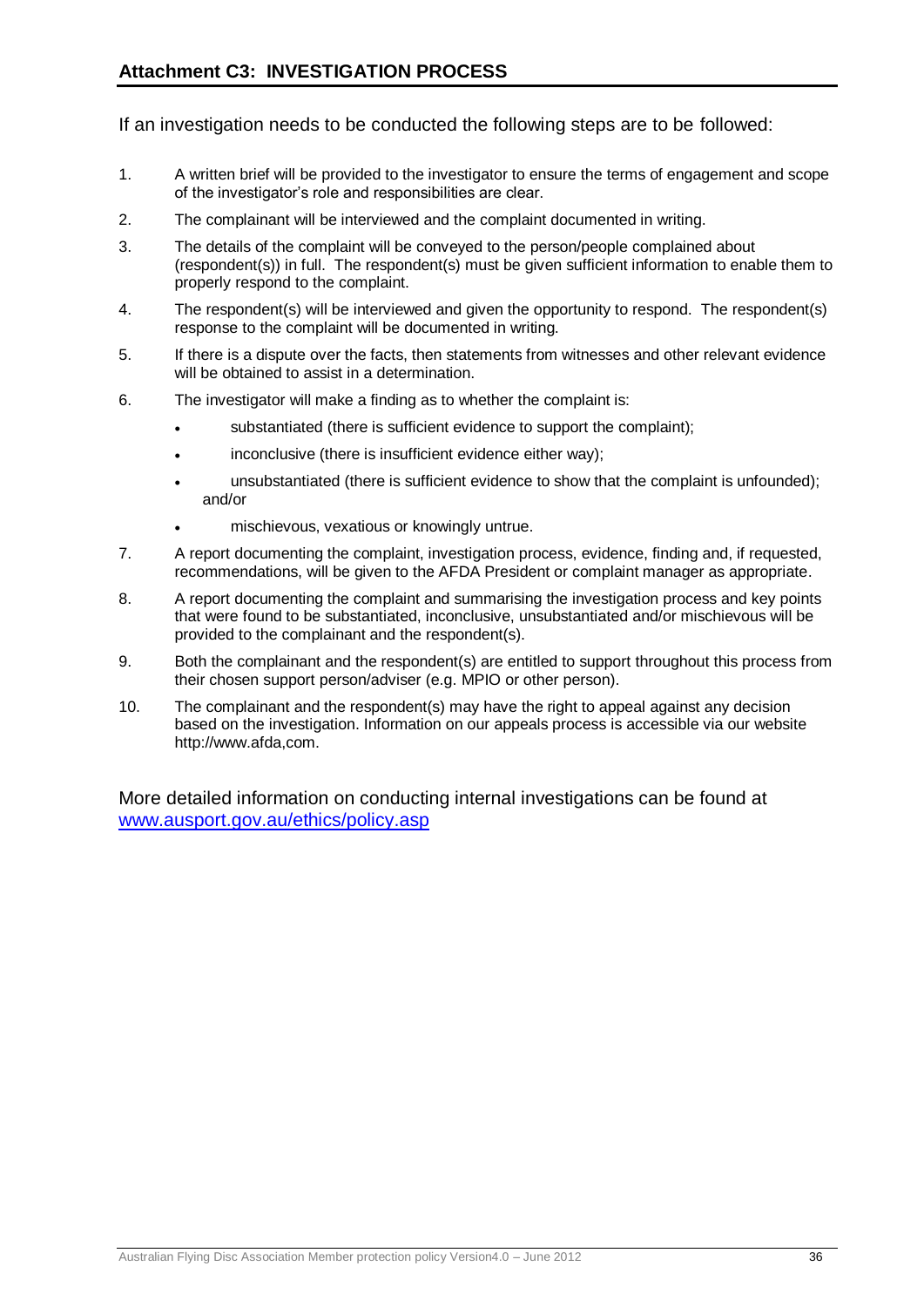## Attachment C3: INVESTIGATION PROCESS

If an investigation needs to be conducted the following steps are to be followed:

1. A written brief will be provided to the investigator to ensure the terms of engagement and scope of the investigator's role and responsibilities are clear.
2. The complainant will be interviewed and the complaint documented in writing.
3. The details of the complaint will be conveyed to the person/people complained about (respondent(s)) in full. The respondent(s) must be given sufficient information to enable them to properly respond to the complaint.
4. The respondent(s) will be interviewed and given the opportunity to respond. The respondent(s) response to the complaint will be documented in writing.
5. If there is a dispute over the facts, then statements from witnesses and other relevant evidence will be obtained to assist in a determination.
6. The investigator will make a finding as to whether the complaint is:
   - substantiated (there is sufficient evidence to support the complaint);
   - inconclusive (there is insufficient evidence either way);
   - unsubstantiated (there is sufficient evidence to show that the complaint is unfounded); and/or
   - mischievous, vexatious or knowingly untrue.
7. A report documenting the complaint, investigation process, evidence, finding and, if requested, recommendations, will be given to the AFDA President or complaint manager as appropriate.
8. A report documenting the complaint and summarising the investigation process and key points that were found to be substantiated, inconclusive, unsubstantiated and/or mischievous will be provided to the complainant and the respondent(s).
9. Both the complainant and the respondent(s) are entitled to support throughout this process from their chosen support person/adviser (e.g. MPIO or other person).
10. The complainant and the respondent(s) may have the right to appeal against any decision based on the investigation. Information on our appeals process is accessible via our website http://www.afda,com.

More detailed information on conducting internal investigations can be found at [www.ausport.gov.au/ethics/policy.asp](www.ausport.gov.au/ethics/policy.asp)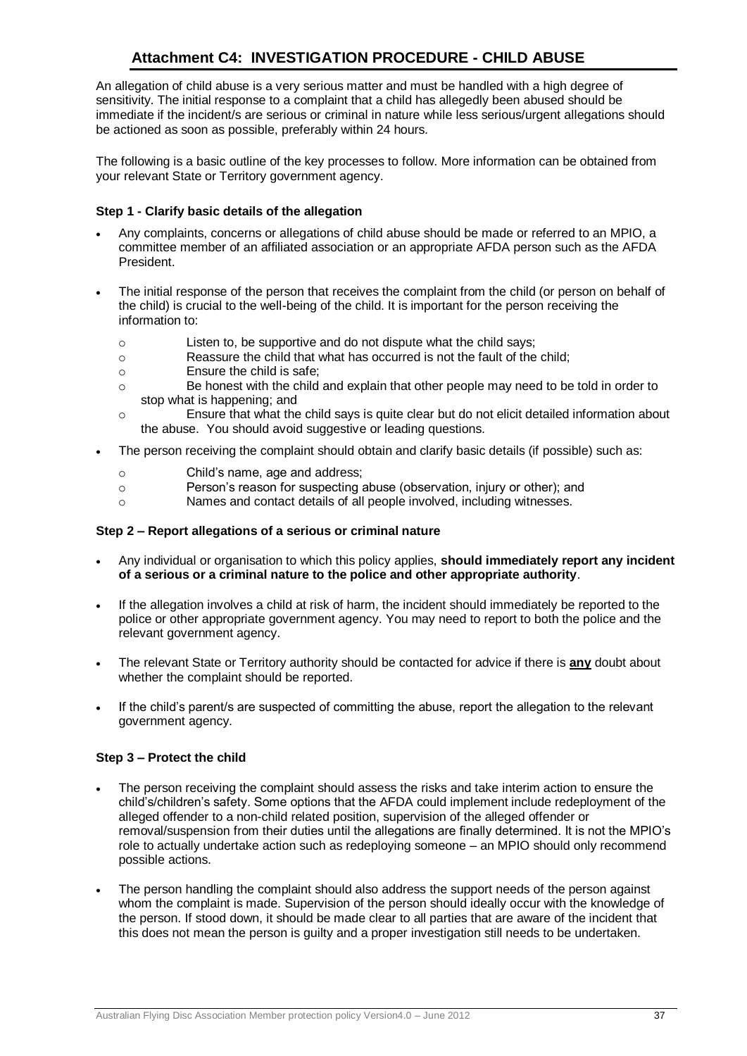## Attachment C4: INVESTIGATION PROCEDURE - CHILD ABUSE

An allegation of child abuse is a very serious matter and must be handled with a high degree of sensitivity. The initial response to a complaint that a child has allegedly been abused should be immediate if the incident/s are serious or criminal in nature while less serious/urgent allegations should be actioned as soon as possible, preferably within 24 hours.

The following is a basic outline of the key processes to follow. More information can be obtained from your relevant State or Territory government agency.

**Step 1 - Clarify basic details of the allegation**

- Any complaints, concerns or allegations of child abuse should be made or referred to an MPIO, a committee member of an affiliated association or an appropriate AFDA person such as the AFDA President.
- The initial response of the person that receives the complaint from the child (or person on behalf of the child) is crucial to the well-being of the child. It is important for the person receiving the information to:
    - Listen to, be supportive and do not dispute what the child says;
    - Reassure the child that what has occurred is not the fault of the child;
    - Ensure the child is safe;
    - Be honest with the child and explain that other people may need to be told in order to stop what is happening; and
    - Ensure that what the child says is quite clear but do not elicit detailed information about the abuse. You should avoid suggestive or leading questions.
- The person receiving the complaint should obtain and clarify basic details (if possible) such as:
    - Child's name, age and address;
    - Person's reason for suspecting abuse (observation, injury or other); and
    - Names and contact details of all people involved, including witnesses.

**Step 2 – Report allegations of a serious or criminal nature**

- Any individual or organisation to which this policy applies, **should immediately report any incident of a serious or a criminal nature to the police and other appropriate authority**.
- If the allegation involves a child at risk of harm, the incident should immediately be reported to the police or other appropriate government agency. You may need to report to both the police and the relevant government agency.
- The relevant State or Territory authority should be contacted for advice if there is **any** doubt about whether the complaint should be reported.
- If the child's parent/s are suspected of committing the abuse, report the allegation to the relevant government agency.

**Step 3 – Protect the child**

- The person receiving the complaint should assess the risks and take interim action to ensure the child's/children's safety. Some options that the AFDA could implement include redeployment of the alleged offender to a non-child related position, supervision of the alleged offender or removal/suspension from their duties until the allegations are finally determined. It is not the MPIO's role to actually undertake action such as redeploying someone – an MPIO should only recommend possible actions.
- The person handling the complaint should also address the support needs of the person against whom the complaint is made. Supervision of the person should ideally occur with the knowledge of the person. If stood down, it should be made clear to all parties that are aware of the incident that this does not mean the person is guilty and a proper investigation still needs to be undertaken.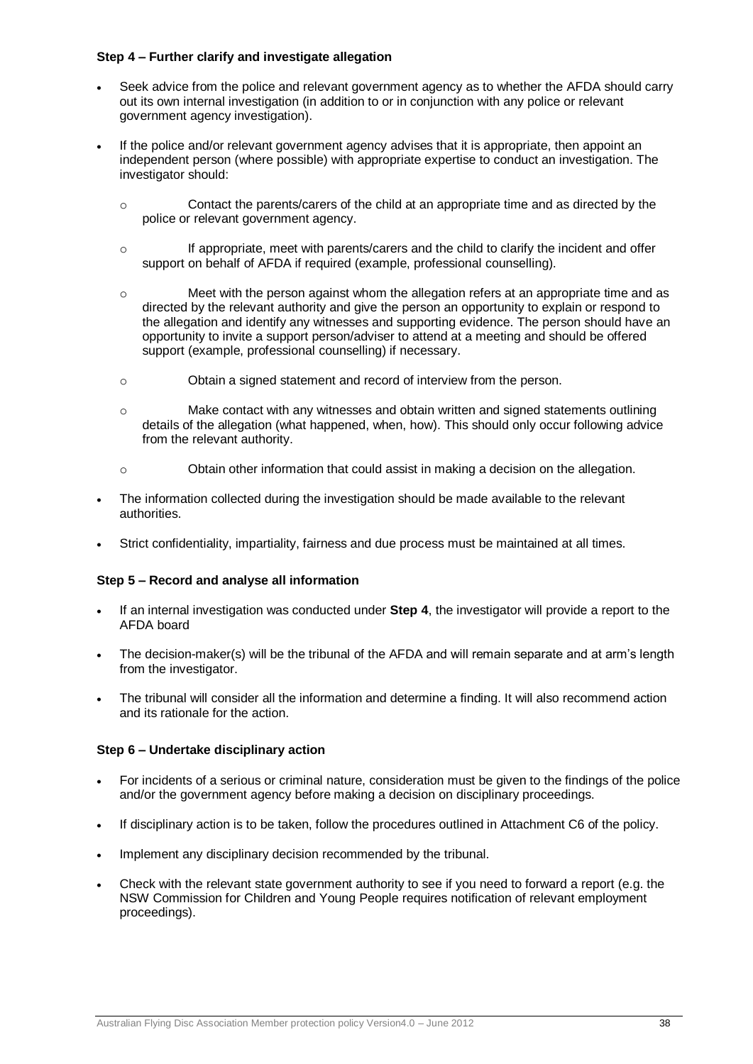**Step 4 – Further clarify and investigate allegation**

- Seek advice from the police and relevant government agency as to whether the AFDA should carry out its own internal investigation (in addition to or in conjunction with any police or relevant government agency investigation).
- If the police and/or relevant government agency advises that it is appropriate, then appoint an independent person (where possible) with appropriate expertise to conduct an investigation. The investigator should:
  - Contact the parents/carers of the child at an appropriate time and as directed by the police or relevant government agency.
  - If appropriate, meet with parents/carers and the child to clarify the incident and offer support on behalf of AFDA if required (example, professional counselling).
  - Meet with the person against whom the allegation refers at an appropriate time and as directed by the relevant authority and give the person an opportunity to explain or respond to the allegation and identify any witnesses and supporting evidence. The person should have an opportunity to invite a support person/adviser to attend at a meeting and should be offered support (example, professional counselling) if necessary.
  - Obtain a signed statement and record of interview from the person.
  - Make contact with any witnesses and obtain written and signed statements outlining details of the allegation (what happened, when, how). This should only occur following advice from the relevant authority.
  - Obtain other information that could assist in making a decision on the allegation.
- The information collected during the investigation should be made available to the relevant authorities.
- Strict confidentiality, impartiality, fairness and due process must be maintained at all times.

**Step 5 – Record and analyse all information**

- If an internal investigation was conducted under **Step 4**, the investigator will provide a report to the AFDA board
- The decision-maker(s) will be the tribunal of the AFDA and will remain separate and at arm's length from the investigator.
- The tribunal will consider all the information and determine a finding. It will also recommend action and its rationale for the action.

**Step 6 – Undertake disciplinary action**

- For incidents of a serious or criminal nature, consideration must be given to the findings of the police and/or the government agency before making a decision on disciplinary proceedings.
- If disciplinary action is to be taken, follow the procedures outlined in Attachment C6 of the policy.
- Implement any disciplinary decision recommended by the tribunal.
- Check with the relevant state government authority to see if you need to forward a report (e.g. the NSW Commission for Children and Young People requires notification of relevant employment proceedings).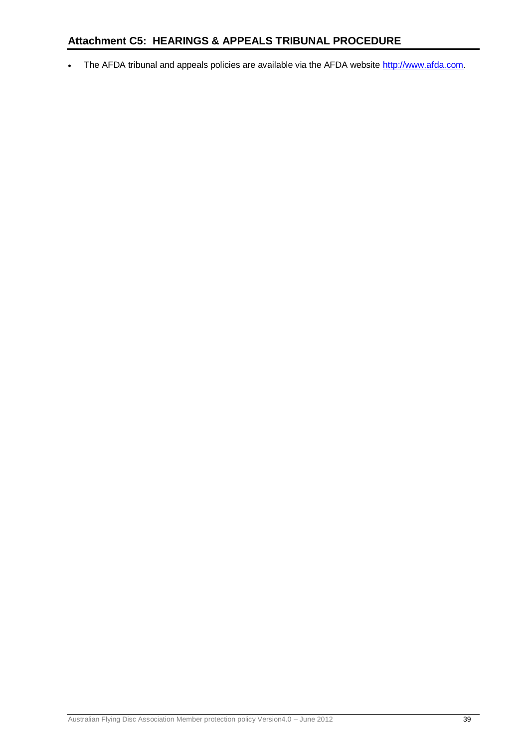## Attachment C5: HEARINGS & APPEALS TRIBUNAL PROCEDURE

- The AFDA tribunal and appeals policies are available via the AFDA website http://www.afda.com.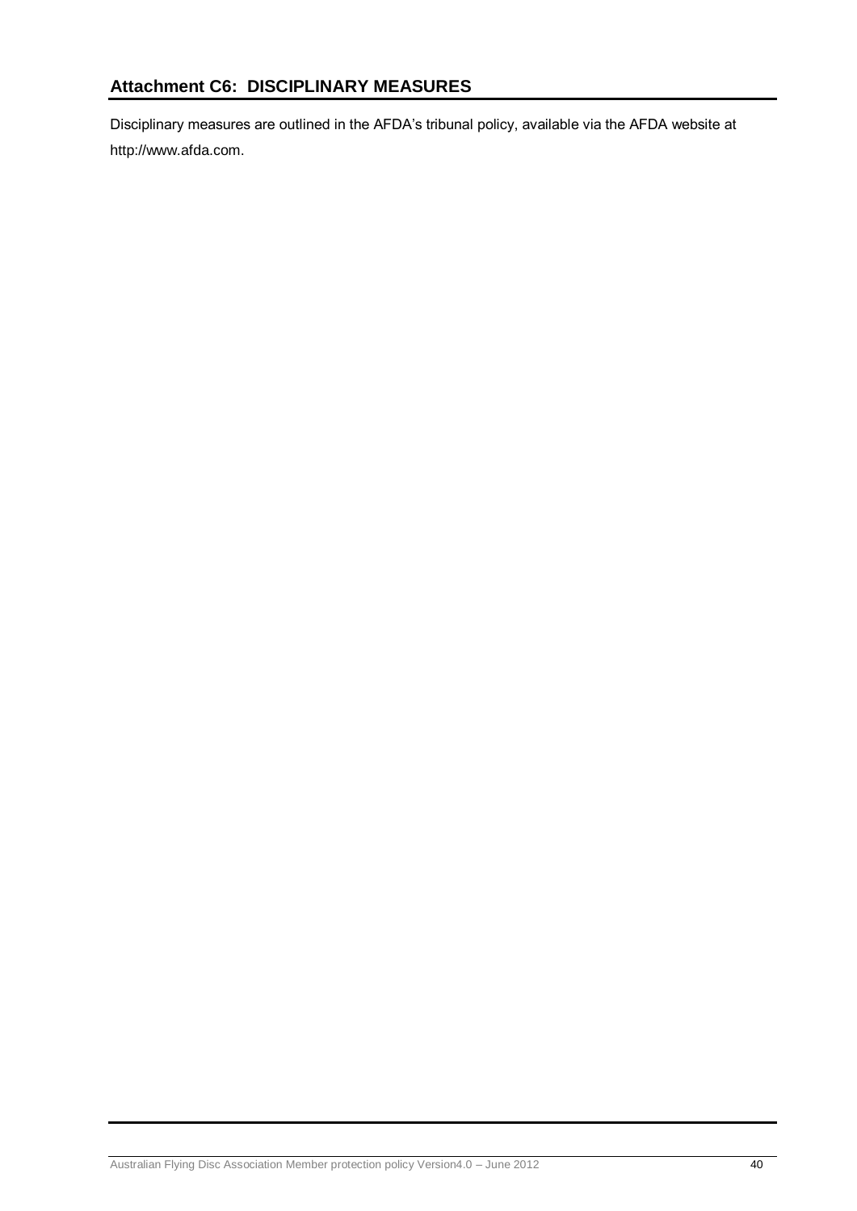## Attachment C6: DISCIPLINARY MEASURES

Disciplinary measures are outlined in the AFDA's tribunal policy, available via the AFDA website at http://www.afda.com.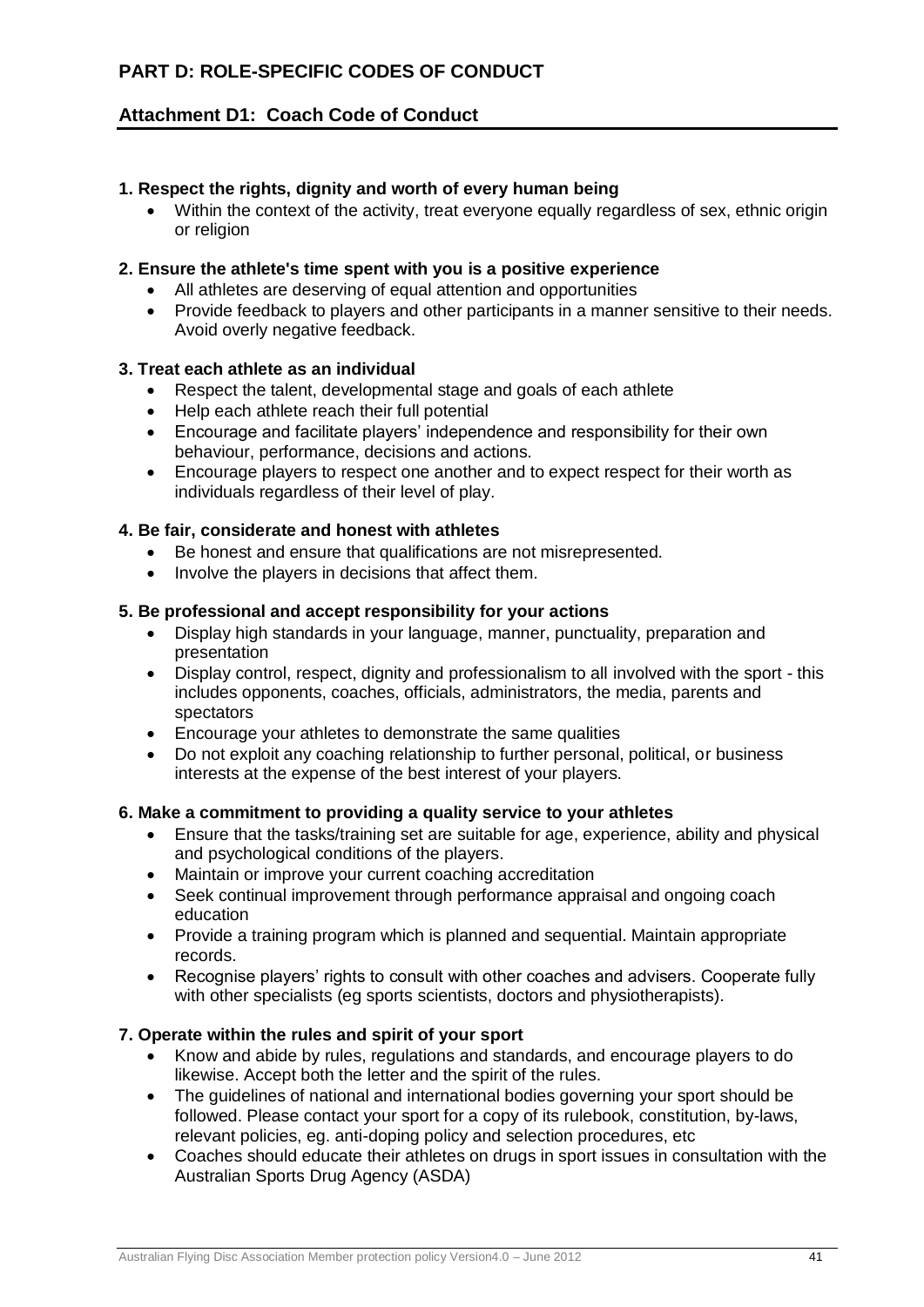## PART D: ROLE-SPECIFIC CODES OF CONDUCT

### Attachment D1: Coach Code of Conduct

**1. Respect the rights, dignity and worth of every human being**

- Within the context of the activity, treat everyone equally regardless of sex, ethnic origin or religion

**2. Ensure the athlete's time spent with you is a positive experience**

- All athletes are deserving of equal attention and opportunities
- Provide feedback to players and other participants in a manner sensitive to their needs. Avoid overly negative feedback.

**3. Treat each athlete as an individual**

- Respect the talent, developmental stage and goals of each athlete
- Help each athlete reach their full potential
- Encourage and facilitate players' independence and responsibility for their own behaviour, performance, decisions and actions.
- Encourage players to respect one another and to expect respect for their worth as individuals regardless of their level of play.

**4. Be fair, considerate and honest with athletes**

- Be honest and ensure that qualifications are not misrepresented.
- Involve the players in decisions that affect them.

**5. Be professional and accept responsibility for your actions**

- Display high standards in your language, manner, punctuality, preparation and presentation
- Display control, respect, dignity and professionalism to all involved with the sport - this includes opponents, coaches, officials, administrators, the media, parents and spectators
- Encourage your athletes to demonstrate the same qualities
- Do not exploit any coaching relationship to further personal, political, or business interests at the expense of the best interest of your players.

**6. Make a commitment to providing a quality service to your athletes**

- Ensure that the tasks/training set are suitable for age, experience, ability and physical and psychological conditions of the players.
- Maintain or improve your current coaching accreditation
- Seek continual improvement through performance appraisal and ongoing coach education
- Provide a training program which is planned and sequential. Maintain appropriate records.
- Recognise players' rights to consult with other coaches and advisers. Cooperate fully with other specialists (eg sports scientists, doctors and physiotherapists).

**7. Operate within the rules and spirit of your sport**

- Know and abide by rules, regulations and standards, and encourage players to do likewise. Accept both the letter and the spirit of the rules.
- The guidelines of national and international bodies governing your sport should be followed. Please contact your sport for a copy of its rulebook, constitution, by-laws, relevant policies, eg. anti-doping policy and selection procedures, etc
- Coaches should educate their athletes on drugs in sport issues in consultation with the Australian Sports Drug Agency (ASDA)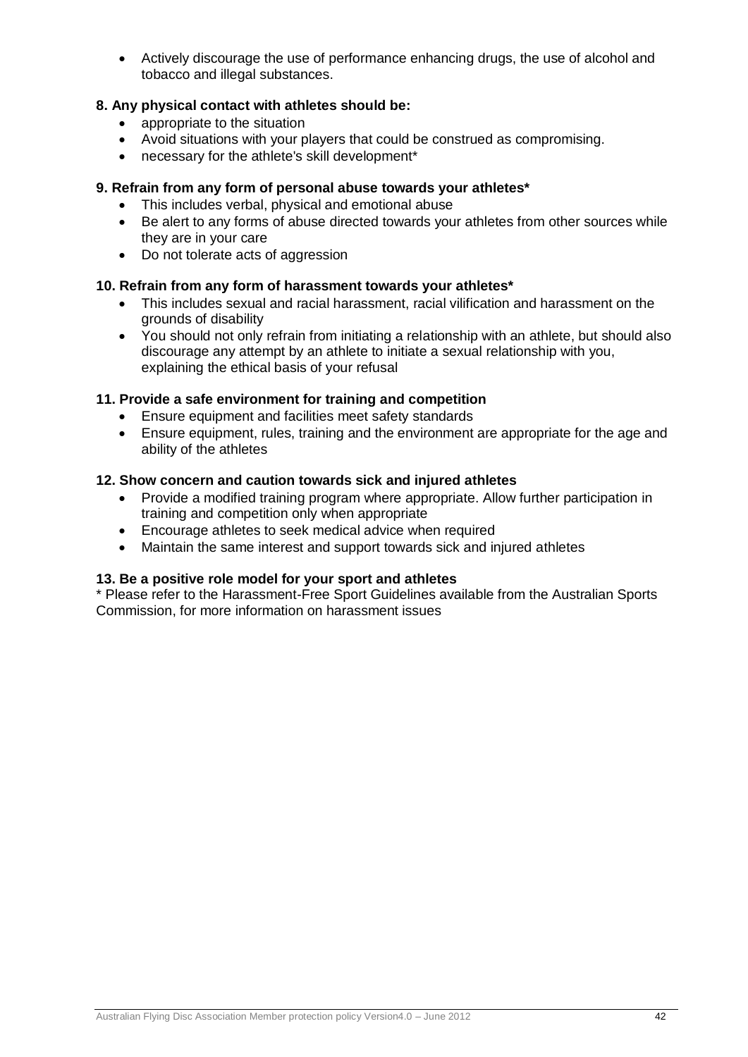- Actively discourage the use of performance enhancing drugs, the use of alcohol and tobacco and illegal substances.

**8. Any physical contact with athletes should be:**

- appropriate to the situation
- Avoid situations with your players that could be construed as compromising.
- necessary for the athlete's skill development*

**9. Refrain from any form of personal abuse towards your athletes***

- This includes verbal, physical and emotional abuse
- Be alert to any forms of abuse directed towards your athletes from other sources while they are in your care
- Do not tolerate acts of aggression

**10. Refrain from any form of harassment towards your athletes***

- This includes sexual and racial harassment, racial vilification and harassment on the grounds of disability
- You should not only refrain from initiating a relationship with an athlete, but should also discourage any attempt by an athlete to initiate a sexual relationship with you, explaining the ethical basis of your refusal

**11. Provide a safe environment for training and competition**

- Ensure equipment and facilities meet safety standards
- Ensure equipment, rules, training and the environment are appropriate for the age and ability of the athletes

**12. Show concern and caution towards sick and injured athletes**

- Provide a modified training program where appropriate. Allow further participation in training and competition only when appropriate
- Encourage athletes to seek medical advice when required
- Maintain the same interest and support towards sick and injured athletes

**13. Be a positive role model for your sport and athletes**

* Please refer to the Harassment-Free Sport Guidelines available from the Australian Sports Commission, for more information on harassment issues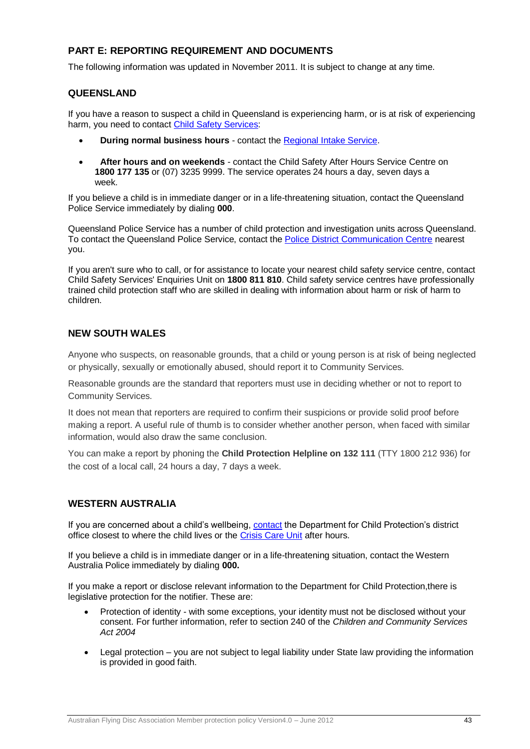## PART E: REPORTING REQUIREMENT AND DOCUMENTS

The following information was updated in November 2011. It is subject to change at any time.

### QUEENSLAND

If you have a reason to suspect a child in Queensland is experiencing harm, or is at risk of experiencing harm, you need to contact Child Safety Services:

- **During normal business hours** - contact the Regional Intake Service.
- **After hours and on weekends** - contact the Child Safety After Hours Service Centre on **1800 177 135** or (07) 3235 9999. The service operates 24 hours a day, seven days a week.

If you believe a child is in immediate danger or in a life-threatening situation, contact the Queensland Police Service immediately by dialing **000**.

Queensland Police Service has a number of child protection and investigation units across Queensland. To contact the Queensland Police Service, contact the Police District Communication Centre nearest you.

If you aren't sure who to call, or for assistance to locate your nearest child safety service centre, contact Child Safety Services' Enquiries Unit on **1800 811 810**. Child safety service centres have professionally trained child protection staff who are skilled in dealing with information about harm or risk of harm to children.

### NEW SOUTH WALES

Anyone who suspects, on reasonable grounds, that a child or young person is at risk of being neglected or physically, sexually or emotionally abused, should report it to Community Services.

Reasonable grounds are the standard that reporters must use in deciding whether or not to report to Community Services.

It does not mean that reporters are required to confirm their suspicions or provide solid proof before making a report. A useful rule of thumb is to consider whether another person, when faced with similar information, would also draw the same conclusion.

You can make a report by phoning the **Child Protection Helpline on 132 111** (TTY 1800 212 936) for the cost of a local call, 24 hours a day, 7 days a week.

### WESTERN AUSTRALIA

If you are concerned about a child's wellbeing, contact the Department for Child Protection's district office closest to where the child lives or the Crisis Care Unit after hours.

If you believe a child is in immediate danger or in a life-threatening situation, contact the Western Australia Police immediately by dialing **000.**

If you make a report or disclose relevant information to the Department for Child Protection,there is legislative protection for the notifier. These are:

- Protection of identity - with some exceptions, your identity must not be disclosed without your consent. For further information, refer to section 240 of the *Children and Community Services Act 2004*
- Legal protection – you are not subject to legal liability under State law providing the information is provided in good faith.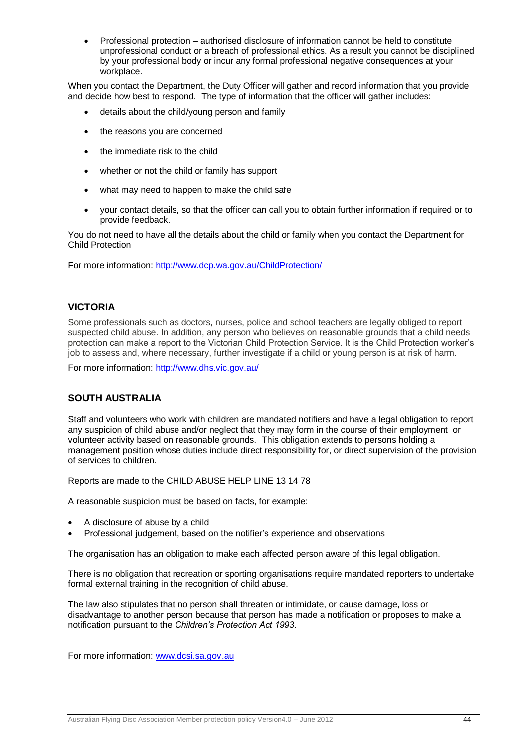- Professional protection – authorised disclosure of information cannot be held to constitute unprofessional conduct or a breach of professional ethics. As a result you cannot be disciplined by your professional body or incur any formal professional negative consequences at your workplace.

When you contact the Department, the Duty Officer will gather and record information that you provide and decide how best to respond. The type of information that the officer will gather includes:

- details about the child/young person and family
- the reasons you are concerned
- the immediate risk to the child
- whether or not the child or family has support
- what may need to happen to make the child safe
- your contact details, so that the officer can call you to obtain further information if required or to provide feedback.

You do not need to have all the details about the child or family when you contact the Department for Child Protection

For more information: http://www.dcp.wa.gov.au/ChildProtection/

### VICTORIA

Some professionals such as doctors, nurses, police and school teachers are legally obliged to report suspected child abuse. In addition, any person who believes on reasonable grounds that a child needs protection can make a report to the Victorian Child Protection Service. It is the Child Protection worker's job to assess and, where necessary, further investigate if a child or young person is at risk of harm.

For more information: http://www.dhs.vic.gov.au/

### SOUTH AUSTRALIA

Staff and volunteers who work with children are mandated notifiers and have a legal obligation to report any suspicion of child abuse and/or neglect that they may form in the course of their employment or volunteer activity based on reasonable grounds. This obligation extends to persons holding a management position whose duties include direct responsibility for, or direct supervision of the provision of services to children.

Reports are made to the CHILD ABUSE HELP LINE 13 14 78

A reasonable suspicion must be based on facts, for example:

- A disclosure of abuse by a child
- Professional judgement, based on the notifier's experience and observations

The organisation has an obligation to make each affected person aware of this legal obligation.

There is no obligation that recreation or sporting organisations require mandated reporters to undertake formal external training in the recognition of child abuse.

The law also stipulates that no person shall threaten or intimidate, or cause damage, loss or disadvantage to another person because that person has made a notification or proposes to make a notification pursuant to the *Children's Protection Act 1993.*

For more information: www.dcsi.sa.gov.au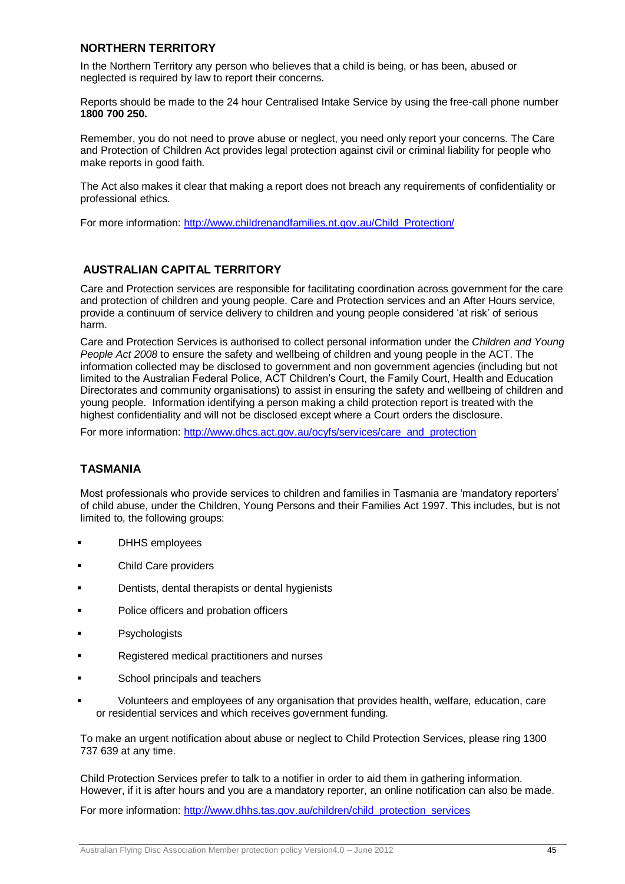## NORTHERN TERRITORY

In the Northern Territory any person who believes that a child is being, or has been, abused or neglected is required by law to report their concerns.

Reports should be made to the 24 hour Centralised Intake Service by using the free-call phone number **1800 700 250.**

Remember, you do not need to prove abuse or neglect, you need only report your concerns. The Care and Protection of Children Act provides legal protection against civil or criminal liability for people who make reports in good faith.

The Act also makes it clear that making a report does not breach any requirements of confidentiality or professional ethics.

For more information: http://www.childrenandfamilies.nt.gov.au/Child_Protection/

## AUSTRALIAN CAPITAL TERRITORY

Care and Protection services are responsible for facilitating coordination across government for the care and protection of children and young people. Care and Protection services and an After Hours service, provide a continuum of service delivery to children and young people considered 'at risk' of serious harm.

Care and Protection Services is authorised to collect personal information under the *Children and Young People Act 2008* to ensure the safety and wellbeing of children and young people in the ACT. The information collected may be disclosed to government and non government agencies (including but not limited to the Australian Federal Police, ACT Children's Court, the Family Court, Health and Education Directorates and community organisations) to assist in ensuring the safety and wellbeing of children and young people. Information identifying a person making a child protection report is treated with the highest confidentiality and will not be disclosed except where a Court orders the disclosure.

For more information: http://www.dhcs.act.gov.au/ocyfs/services/care_and_protection

## TASMANIA

Most professionals who provide services to children and families in Tasmania are 'mandatory reporters' of child abuse, under the Children, Young Persons and their Families Act 1997. This includes, but is not limited to, the following groups:

- DHHS employees
- Child Care providers
- Dentists, dental therapists or dental hygienists
- Police officers and probation officers
- Psychologists
- Registered medical practitioners and nurses
- School principals and teachers
- Volunteers and employees of any organisation that provides health, welfare, education, care or residential services and which receives government funding.

To make an urgent notification about abuse or neglect to Child Protection Services, please ring 1300 737 639 at any time.

Child Protection Services prefer to talk to a notifier in order to aid them in gathering information. However, if it is after hours and you are a mandatory reporter, an online notification can also be made.

For more information: http://www.dhhs.tas.gov.au/children/child_protection_services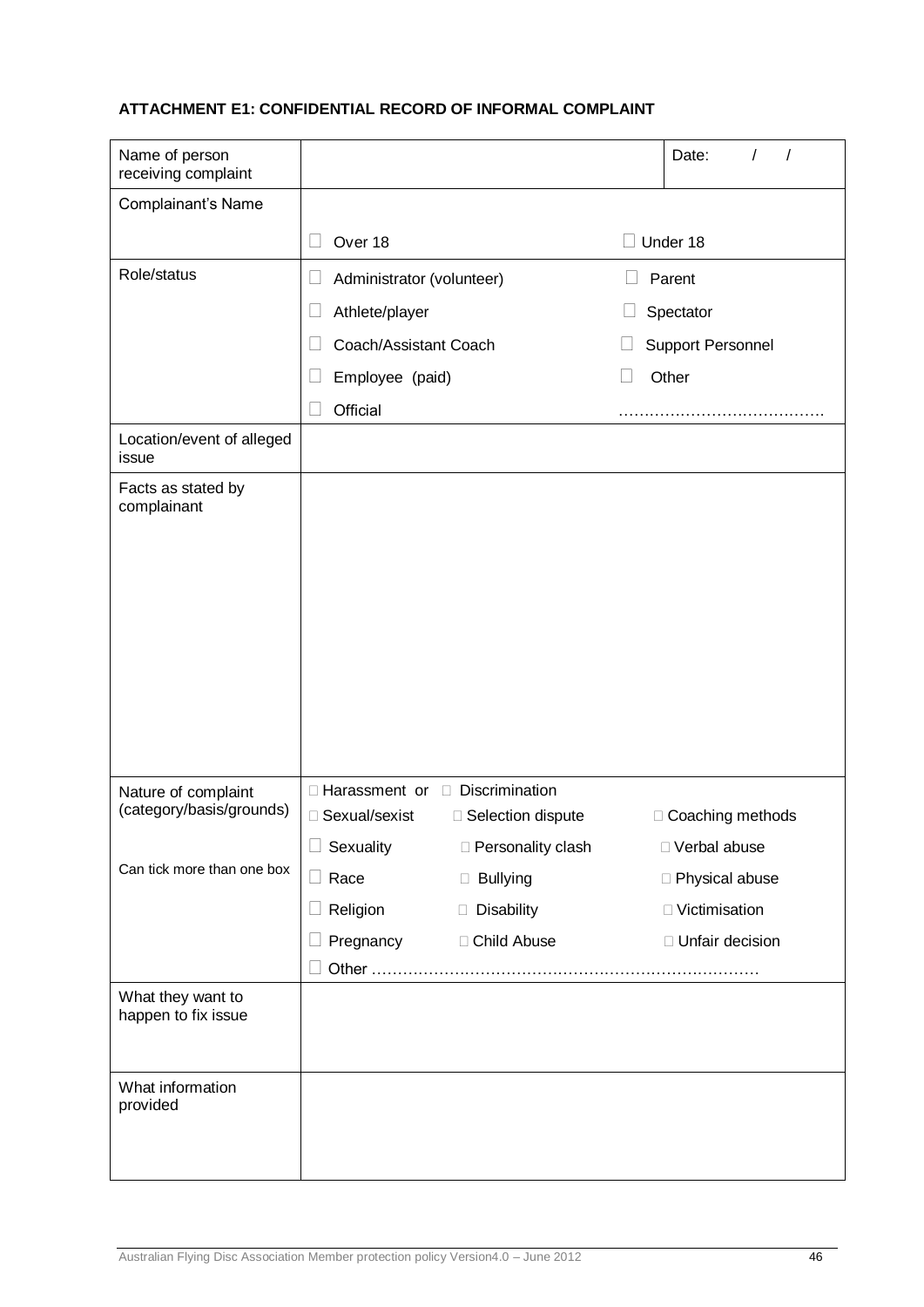**ATTACHMENT E1: CONFIDENTIAL RECORD OF INFORMAL COMPLAINT**

| | | |
|---|---|---|
| Name of person receiving complaint | | Date: / / |
| Complainant's Name | ☐ Over 18 | ☐ Under 18 |
| Role/status | ☐ Administrator (volunteer)<br>☐ Athlete/player<br>☐ Coach/Assistant Coach<br>☐ Employee (paid)<br>☐ Official | ☐ Parent<br>☐ Spectator<br>☐ Support Personnel<br>☐ Other<br>…………………………………. |
| Location/event of alleged issue | | |
| Facts as stated by complainant | | |
| Nature of complaint (category/basis/grounds)<br><br>Can tick more than one box | ☐ Harassment or ☐ Discrimination<br>☐ Sexual/sexist ☐ Selection dispute<br>☐ Sexuality ☐ Personality clash<br>☐ Race ☐ Bullying<br>☐ Religion ☐ Disability<br>☐ Pregnancy ☐ Child Abuse<br>☐ Other ………………………………………………………………… | <br>☐ Coaching methods<br>☐ Verbal abuse<br>☐ Physical abuse<br>☐ Victimisation<br>☐ Unfair decision |
| What they want to happen to fix issue | | |
| What information provided | | |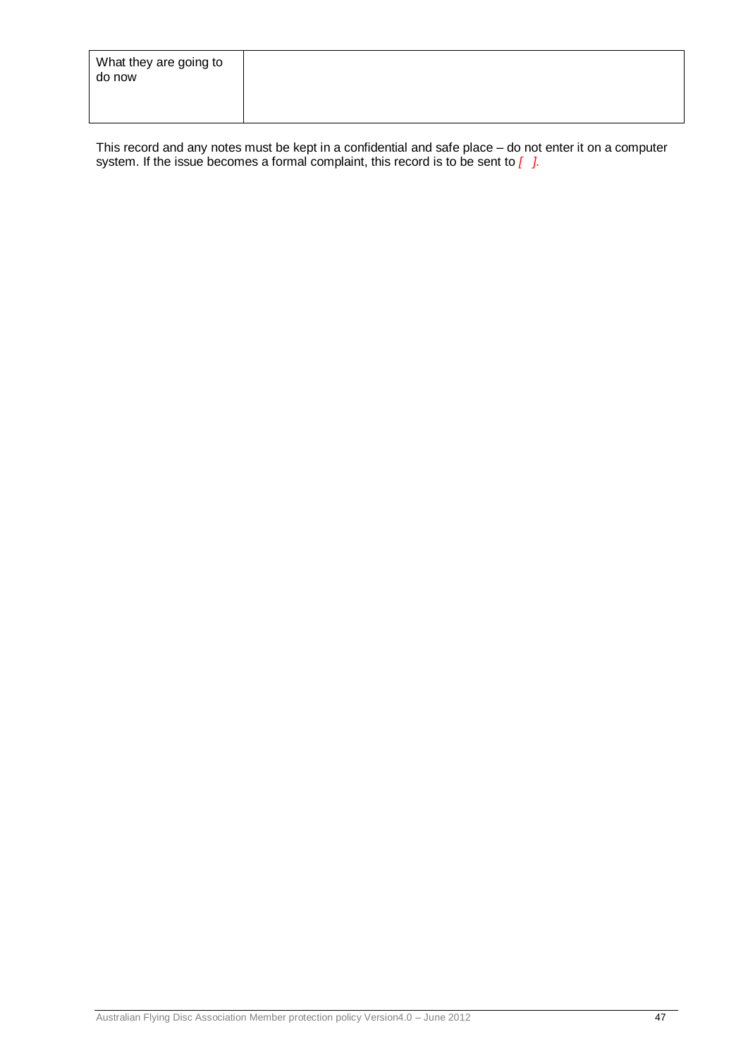| What they are going to do now | |
|---|---|

This record and any notes must be kept in a confidential and safe place – do not enter it on a computer system. If the issue becomes a formal complaint, this record is to be sent to *[ ]*.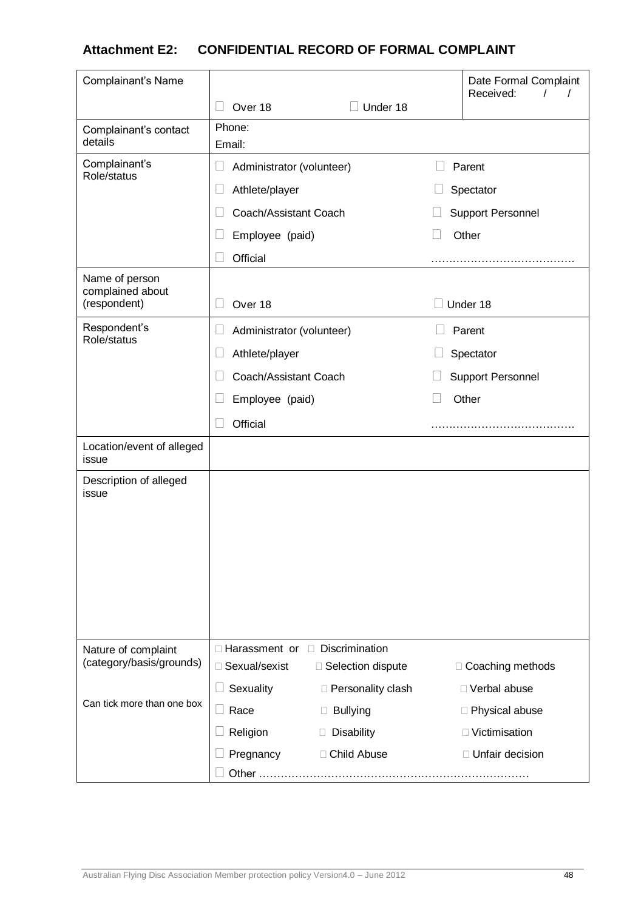## Attachment E2: CONFIDENTIAL RECORD OF FORMAL COMPLAINT

| | | |
|---|---|---|
| Complainant's Name | ☐ Over 18 ☐ Under 18 | Date Formal Complaint Received: / / |
| Complainant's contact details | Phone:<br>Email: | |
| Complainant's Role/status | ☐ Administrator (volunteer)<br>☐ Athlete/player<br>☐ Coach/Assistant Coach<br>☐ Employee (paid)<br>☐ Official | ☐ Parent<br>☐ Spectator<br>☐ Support Personnel<br>☐ Other<br>………………………………… |
| Name of person complained about (respondent) | ☐ Over 18 | ☐ Under 18 |
| Respondent's Role/status | ☐ Administrator (volunteer)<br>☐ Athlete/player<br>☐ Coach/Assistant Coach<br>☐ Employee (paid)<br>☐ Official | ☐ Parent<br>☐ Spectator<br>☐ Support Personnel<br>☐ Other<br>………………………………… |
| Location/event of alleged issue | | |
| Description of alleged issue | | |
| Nature of complaint (category/basis/grounds)<br><br>Can tick more than one box | ☐ Harassment or ☐ Discrimination<br>☐ Sexual/sexist ☐ Selection dispute<br>☐ Sexuality ☐ Personality clash<br>☐ Race ☐ Bullying<br>☐ Religion ☐ Disability<br>☐ Pregnancy ☐ Child Abuse<br>☐ Other ………………………………………………………………… | <br>☐ Coaching methods<br>☐ Verbal abuse<br>☐ Physical abuse<br>☐ Victimisation<br>☐ Unfair decision |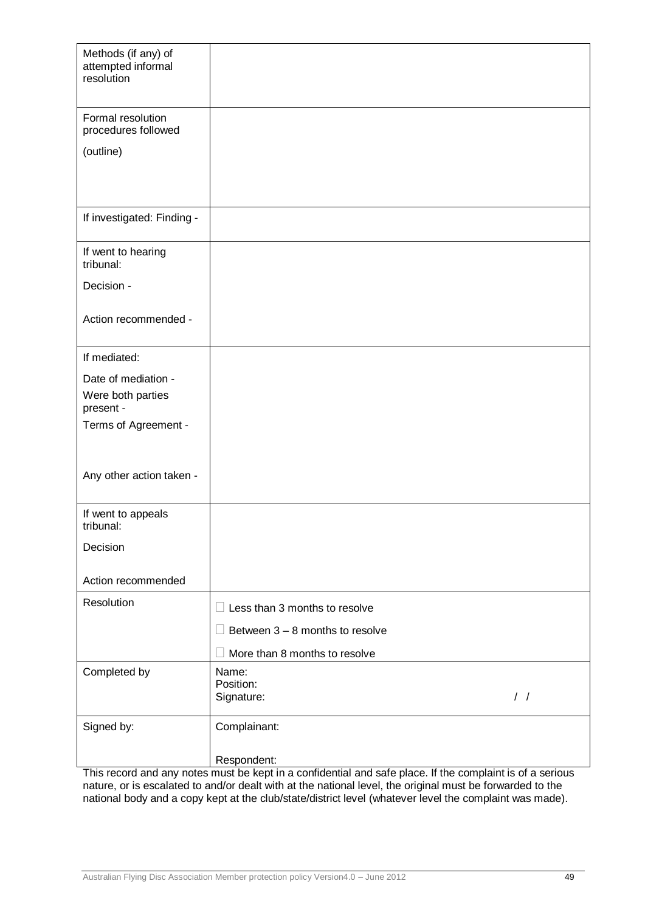| | |
|---|---|
| Methods (if any) of attempted informal resolution | |
| Formal resolution procedures followed<br><br>(outline) | |
| If investigated: Finding - | |
| If went to hearing tribunal:<br><br>Decision -<br><br>Action recommended - | |
| If mediated:<br><br>Date of mediation -<br><br>Were both parties present -<br><br>Terms of Agreement -<br><br>Any other action taken - | |
| If went to appeals tribunal:<br><br>Decision<br><br>Action recommended | |
| Resolution | ☐ Less than 3 months to resolve<br><br>☐ Between 3 – 8 months to resolve<br><br>☐ More than 8 months to resolve |
| Completed by | Name:<br>Position:<br>Signature: / / |
| Signed by: | Complainant:<br><br>Respondent: |

This record and any notes must be kept in a confidential and safe place. If the complaint is of a serious nature, or is escalated to and/or dealt with at the national level, the original must be forwarded to the national body and a copy kept at the club/state/district level (whatever level the complaint was made).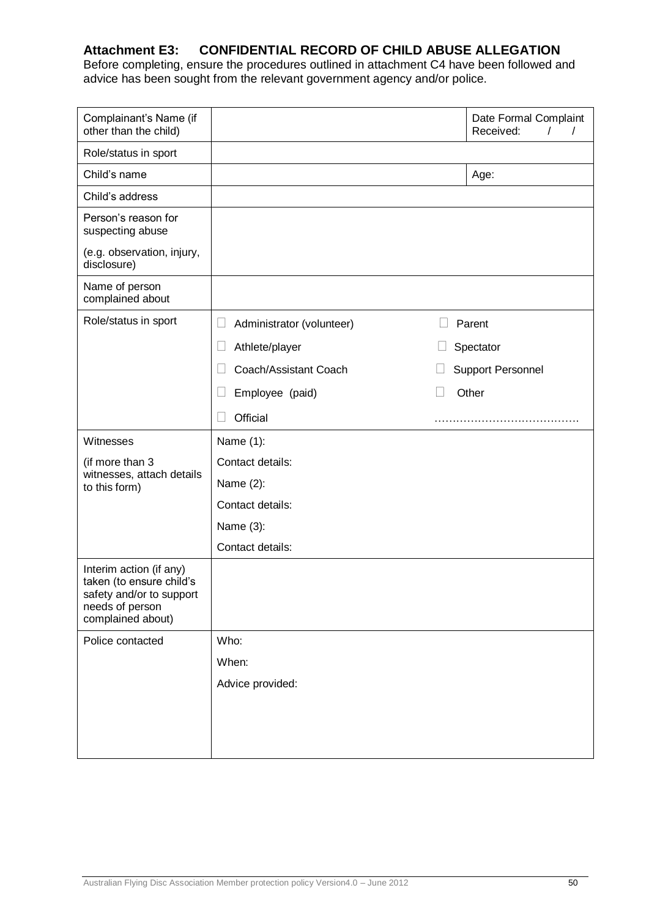## Attachment E3: CONFIDENTIAL RECORD OF CHILD ABUSE ALLEGATION

Before completing, ensure the procedures outlined in attachment C4 have been followed and advice has been sought from the relevant government agency and/or police.

| | | |
|---|---|---|
| Complainant's Name (if other than the child) | | Date Formal Complaint Received: / / |
| Role/status in sport | | |
| Child's name | | Age: |
| Child's address | | |
| Person's reason for suspecting abuse<br><br>(e.g. observation, injury, disclosure) | | |
| Name of person complained about | | |
| Role/status in sport | ☐ Administrator (volunteer)<br>☐ Athlete/player<br>☐ Coach/Assistant Coach<br>☐ Employee (paid)<br>☐ Official | ☐ Parent<br>☐ Spectator<br>☐ Support Personnel<br>☐ Other<br>………………………………… |
| Witnesses<br><br>(if more than 3 witnesses, attach details to this form) | Name (1):<br>Contact details:<br>Name (2):<br>Contact details:<br>Name (3):<br>Contact details: | |
| Interim action (if any) taken (to ensure child's safety and/or to support needs of person complained about) | | |
| Police contacted | Who:<br>When:<br>Advice provided: | |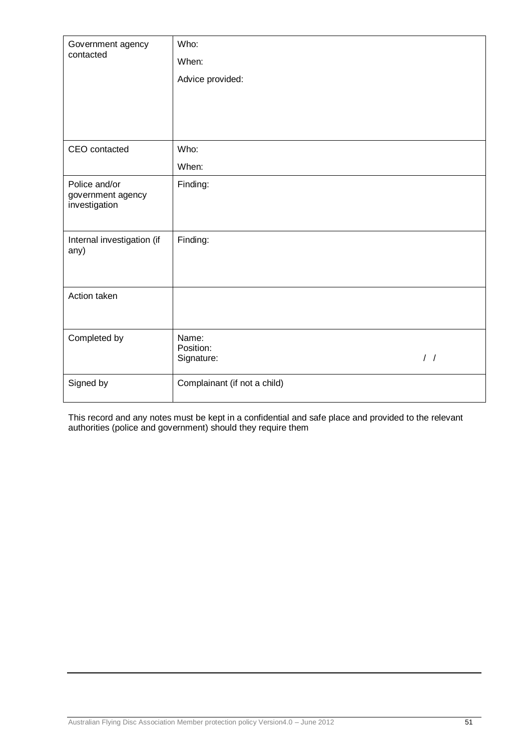| | |
|---|---|
| Government agency contacted | Who:<br>When:<br>Advice provided: |
| CEO contacted | Who:<br>When: |
| Police and/or government agency investigation | Finding: |
| Internal investigation (if any) | Finding: |
| Action taken | |
| Completed by | Name:<br>Position:<br>Signature: / / |
| Signed by | Complainant (if not a child) |

This record and any notes must be kept in a confidential and safe place and provided to the relevant authorities (police and government) should they require them